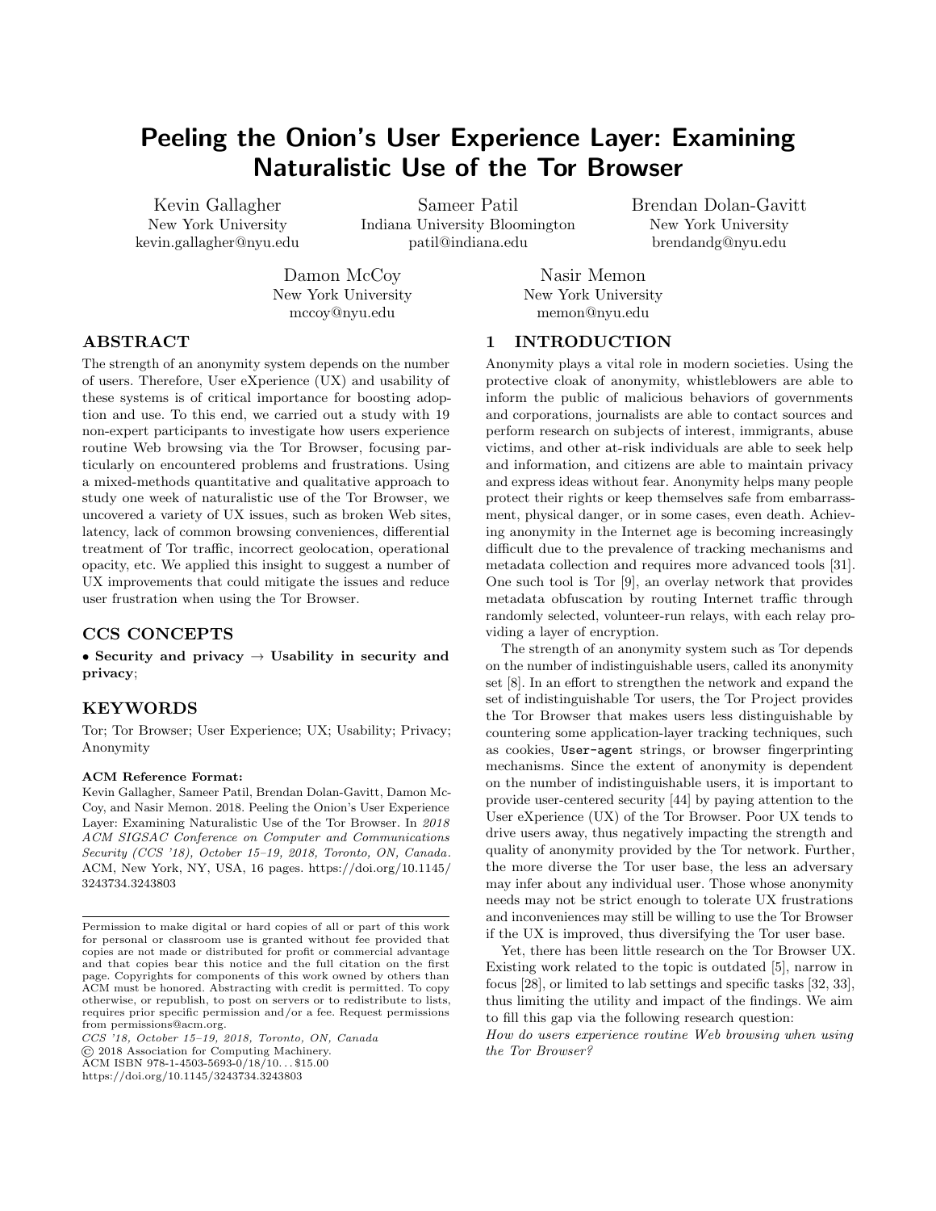# Peeling the Onion's User Experience Layer: Examining Naturalistic Use of the Tor Browser

Kevin Gallagher
New York University
kevin.gallagher@nyu.edu

Sameer Patil
Indiana University Bloomington
patil@indiana.edu

Brendan Dolan-Gavitt
New York University
brendandg@nyu.edu

Damon McCoy
New York University
mccoy@nyu.edu

Nasir Memon
New York University
memon@nyu.edu

## ABSTRACT

The strength of an anonymity system depends on the number of users. Therefore, User eXperience (UX) and usability of these systems is of critical importance for boosting adoption and use. To this end, we carried out a study with 19 non-expert participants to investigate how users experience routine Web browsing via the Tor Browser, focusing particularly on encountered problems and frustrations. Using a mixed-methods quantitative and qualitative approach to study one week of naturalistic use of the Tor Browser, we uncovered a variety of UX issues, such as broken Web sites, latency, lack of common browsing conveniences, differential treatment of Tor traffic, incorrect geolocation, operational opacity, etc. We applied this insight to suggest a number of UX improvements that could mitigate the issues and reduce user frustration when using the Tor Browser.

## CCS CONCEPTS

• **Security and privacy** → **Usability in security and privacy**;

## KEYWORDS

Tor; Tor Browser; User Experience; UX; Usability; Privacy; Anonymity

**ACM Reference Format:**
Kevin Gallagher, Sameer Patil, Brendan Dolan-Gavitt, Damon McCoy, and Nasir Memon. 2018. Peeling the Onion's User Experience Layer: Examining Naturalistic Use of the Tor Browser. In *2018 ACM SIGSAC Conference on Computer and Communications Security (CCS '18), October 15–19, 2018, Toronto, ON, Canada.* ACM, New York, NY, USA, 16 pages. https://doi.org/10.1145/3243734.3243803

Permission to make digital or hard copies of all or part of this work for personal or classroom use is granted without fee provided that copies are not made or distributed for profit or commercial advantage and that copies bear this notice and the full citation on the first page. Copyrights for components of this work owned by others than ACM must be honored. Abstracting with credit is permitted. To copy otherwise, or republish, to post on servers or to redistribute to lists, requires prior specific permission and/or a fee. Request permissions from permissions@acm.org.
*CCS '18, October 15–19, 2018, Toronto, ON, Canada*
© 2018 Association for Computing Machinery.
ACM ISBN 978-1-4503-5693-0/18/10... $15.00
https://doi.org/10.1145/3243734.3243803

## 1 INTRODUCTION

Anonymity plays a vital role in modern societies. Using the protective cloak of anonymity, whistleblowers are able to inform the public of malicious behaviors of governments and corporations, journalists are able to contact sources and perform research on subjects of interest, immigrants, abuse victims, and other at-risk individuals are able to seek help and information, and citizens are able to maintain privacy and express ideas without fear. Anonymity helps many people protect their rights or keep themselves safe from embarrassment, physical danger, or in some cases, even death. Achieving anonymity in the Internet age is becoming increasingly difficult due to the prevalence of tracking mechanisms and metadata collection and requires more advanced tools [31]. One such tool is Tor [9], an overlay network that provides metadata obfuscation by routing Internet traffic through randomly selected, volunteer-run relays, with each relay providing a layer of encryption.

The strength of an anonymity system such as Tor depends on the number of indistinguishable users, called its anonymity set [8]. In an effort to strengthen the network and expand the set of indistinguishable Tor users, the Tor Project provides the Tor Browser that makes users less distinguishable by countering some application-layer tracking techniques, such as cookies, `User-agent` strings, or browser fingerprinting mechanisms. Since the extent of anonymity is dependent on the number of indistinguishable users, it is important to provide user-centered security [44] by paying attention to the User eXperience (UX) of the Tor Browser. Poor UX tends to drive users away, thus negatively impacting the strength and quality of anonymity provided by the Tor network. Further, the more diverse the Tor user base, the less an adversary may infer about any individual user. Those whose anonymity needs may not be strict enough to tolerate UX frustrations and inconveniences may still be willing to use the Tor Browser if the UX is improved, thus diversifying the Tor user base.

Yet, there has been little research on the Tor Browser UX. Existing work related to the topic is outdated [5], narrow in focus [28], or limited to lab settings and specific tasks [32, 33], thus limiting the utility and impact of the findings. We aim to fill this gap via the following research question:
*How do users experience routine Web browsing when using the Tor Browser?*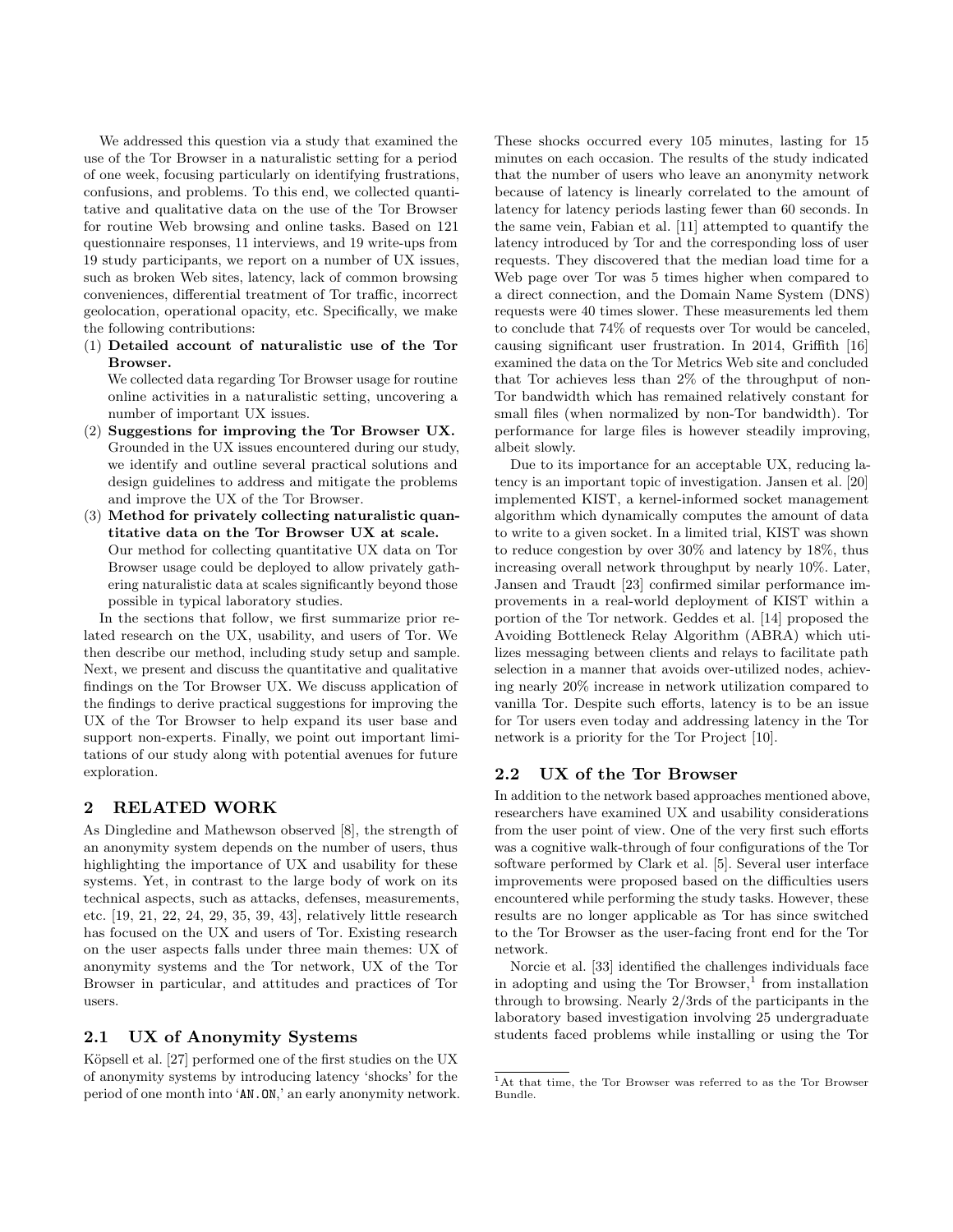We addressed this question via a study that examined the use of the Tor Browser in a naturalistic setting for a period of one week, focusing particularly on identifying frustrations, confusions, and problems. To this end, we collected quantitative and qualitative data on the use of the Tor Browser for routine Web browsing and online tasks. Based on 121 questionnaire responses, 11 interviews, and 19 write-ups from 19 study participants, we report on a number of UX issues, such as broken Web sites, latency, lack of common browsing conveniences, differential treatment of Tor traffic, incorrect geolocation, operational opacity, etc. Specifically, we make the following contributions:

(1) **Detailed account of naturalistic use of the Tor Browser.**
We collected data regarding Tor Browser usage for routine online activities in a naturalistic setting, uncovering a number of important UX issues.

(2) **Suggestions for improving the Tor Browser UX.**
Grounded in the UX issues encountered during our study, we identify and outline several practical solutions and design guidelines to address and mitigate the problems and improve the UX of the Tor Browser.

(3) **Method for privately collecting naturalistic quantitative data on the Tor Browser UX at scale.**
Our method for collecting quantitative UX data on Tor Browser usage could be deployed to allow privately gathering naturalistic data at scales significantly beyond those possible in typical laboratory studies.

In the sections that follow, we first summarize prior related research on the UX, usability, and users of Tor. We then describe our method, including study setup and sample. Next, we present and discuss the quantitative and qualitative findings on the Tor Browser UX. We discuss application of the findings to derive practical suggestions for improving the UX of the Tor Browser to help expand its user base and support non-experts. Finally, we point out important limitations of our study along with potential avenues for future exploration.

## 2 RELATED WORK

As Dingledine and Mathewson observed [8], the strength of an anonymity system depends on the number of users, thus highlighting the importance of UX and usability for these systems. Yet, in contrast to the large body of work on its technical aspects, such as attacks, defenses, measurements, etc. [19, 21, 22, 24, 29, 35, 39, 43], relatively little research has focused on the UX and users of Tor. Existing research on the user aspects falls under three main themes: UX of anonymity systems and the Tor network, UX of the Tor Browser in particular, and attitudes and practices of Tor users.

### 2.1 UX of Anonymity Systems

Köpsell et al. [27] performed one of the first studies on the UX of anonymity systems by introducing latency 'shocks' for the period of one month into 'AN.ON,' an early anonymity network. These shocks occurred every 105 minutes, lasting for 15 minutes on each occasion. The results of the study indicated that the number of users who leave an anonymity network because of latency is linearly correlated to the amount of latency for latency periods lasting fewer than 60 seconds. In the same vein, Fabian et al. [11] attempted to quantify the latency introduced by Tor and the corresponding loss of user requests. They discovered that the median load time for a Web page over Tor was 5 times higher when compared to a direct connection, and the Domain Name System (DNS) requests were 40 times slower. These measurements led them to conclude that 74% of requests over Tor would be canceled, causing significant user frustration. In 2014, Griffith [16] examined the data on the Tor Metrics Web site and concluded that Tor achieves less than 2% of the throughput of non-Tor bandwidth which has remained relatively constant for small files (when normalized by non-Tor bandwidth). Tor performance for large files is however steadily improving, albeit slowly.

Due to its importance for an acceptable UX, reducing latency is an important topic of investigation. Jansen et al. [20] implemented KIST, a kernel-informed socket management algorithm which dynamically computes the amount of data to write to a given socket. In a limited trial, KIST was shown to reduce congestion by over 30% and latency by 18%, thus increasing overall network throughput by nearly 10%. Later, Jansen and Traudt [23] confirmed similar performance improvements in a real-world deployment of KIST within a portion of the Tor network. Geddes et al. [14] proposed the Avoiding Bottleneck Relay Algorithm (ABRA) which utilizes messaging between clients and relays to facilitate path selection in a manner that avoids over-utilized nodes, achieving nearly 20% increase in network utilization compared to vanilla Tor. Despite such efforts, latency is to be an issue for Tor users even today and addressing latency in the Tor network is a priority for the Tor Project [10].

### 2.2 UX of the Tor Browser

In addition to the network based approaches mentioned above, researchers have examined UX and usability considerations from the user point of view. One of the very first such efforts was a cognitive walk-through of four configurations of the Tor software performed by Clark et al. [5]. Several user interface improvements were proposed based on the difficulties users encountered while performing the study tasks. However, these results are no longer applicable as Tor has since switched to the Tor Browser as the user-facing front end for the Tor network.

Norcie et al. [33] identified the challenges individuals face in adopting and using the Tor Browser,[1] from installation through to browsing. Nearly 2/3rds of the participants in the laboratory based investigation involving 25 undergraduate students faced problems while installing or using the Tor

[1] At that time, the Tor Browser was referred to as the Tor Browser Bundle.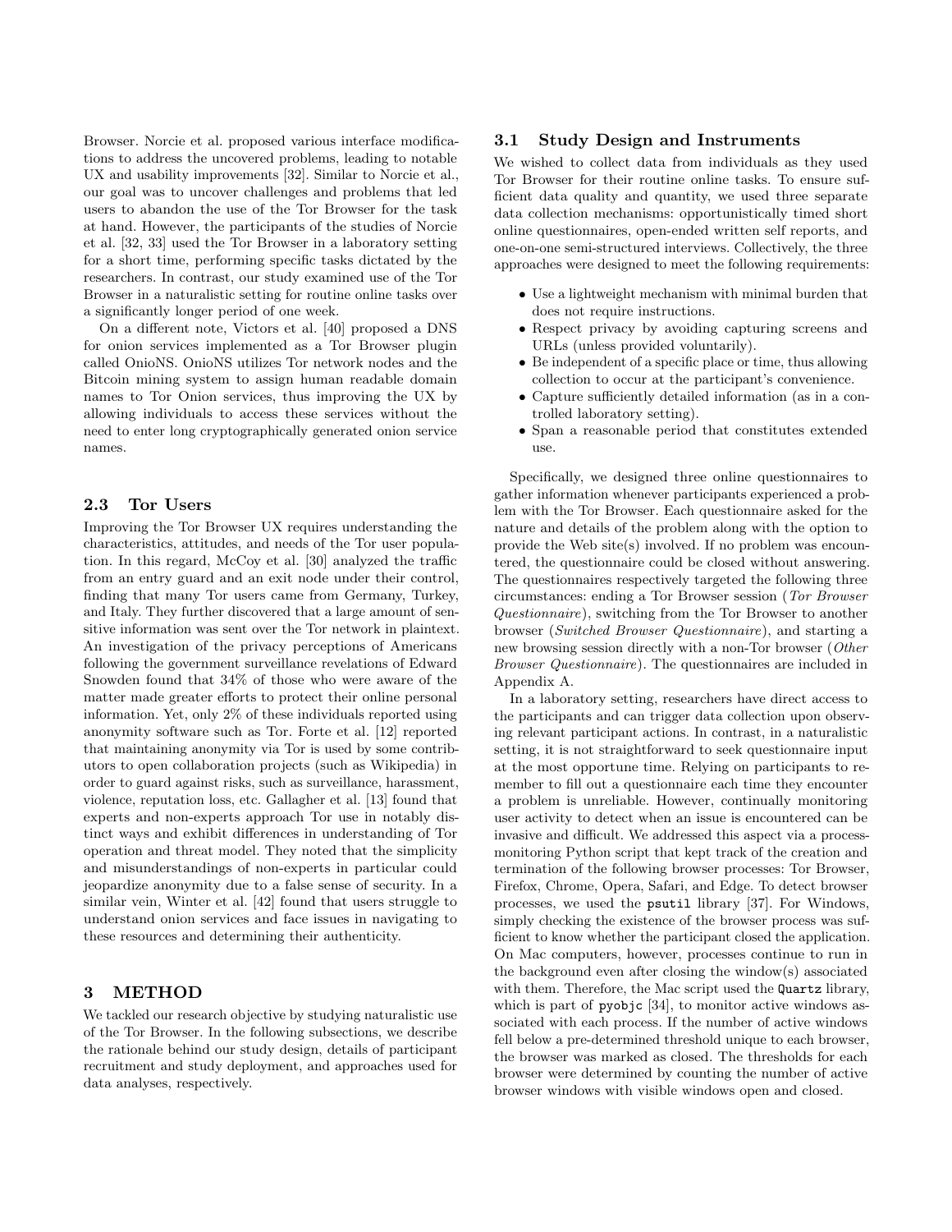Browser. Norcie et al. proposed various interface modifications to address the uncovered problems, leading to notable UX and usability improvements [32]. Similar to Norcie et al., our goal was to uncover challenges and problems that led users to abandon the use of the Tor Browser for the task at hand. However, the participants of the studies of Norcie et al. [32, 33] used the Tor Browser in a laboratory setting for a short time, performing specific tasks dictated by the researchers. In contrast, our study examined use of the Tor Browser in a naturalistic setting for routine online tasks over a significantly longer period of one week.

On a different note, Victors et al. [40] proposed a DNS for onion services implemented as a Tor Browser plugin called OnioNS. OnioNS utilizes Tor network nodes and the Bitcoin mining system to assign human readable domain names to Tor Onion services, thus improving the UX by allowing individuals to access these services without the need to enter long cryptographically generated onion service names.

### 2.3 Tor Users

Improving the Tor Browser UX requires understanding the characteristics, attitudes, and needs of the Tor user population. In this regard, McCoy et al. [30] analyzed the traffic from an entry guard and an exit node under their control, finding that many Tor users came from Germany, Turkey, and Italy. They further discovered that a large amount of sensitive information was sent over the Tor network in plaintext. An investigation of the privacy perceptions of Americans following the government surveillance revelations of Edward Snowden found that 34% of those who were aware of the matter made greater efforts to protect their online personal information. Yet, only 2% of these individuals reported using anonymity software such as Tor. Forte et al. [12] reported that maintaining anonymity via Tor is used by some contributors to open collaboration projects (such as Wikipedia) in order to guard against risks, such as surveillance, harassment, violence, reputation loss, etc. Gallagher et al. [13] found that experts and non-experts approach Tor use in notably distinct ways and exhibit differences in understanding of Tor operation and threat model. They noted that the simplicity and misunderstandings of non-experts in particular could jeopardize anonymity due to a false sense of security. In a similar vein, Winter et al. [42] found that users struggle to understand onion services and face issues in navigating to these resources and determining their authenticity.

## 3 METHOD

We tackled our research objective by studying naturalistic use of the Tor Browser. In the following subsections, we describe the rationale behind our study design, details of participant recruitment and study deployment, and approaches used for data analyses, respectively.

### 3.1 Study Design and Instruments

We wished to collect data from individuals as they used Tor Browser for their routine online tasks. To ensure sufficient data quality and quantity, we used three separate data collection mechanisms: opportunistically timed short online questionnaires, open-ended written self reports, and one-on-one semi-structured interviews. Collectively, the three approaches were designed to meet the following requirements:

- Use a lightweight mechanism with minimal burden that does not require instructions.
- Respect privacy by avoiding capturing screens and URLs (unless provided voluntarily).
- Be independent of a specific place or time, thus allowing collection to occur at the participant's convenience.
- Capture sufficiently detailed information (as in a controlled laboratory setting).
- Span a reasonable period that constitutes extended use.

Specifically, we designed three online questionnaires to gather information whenever participants experienced a problem with the Tor Browser. Each questionnaire asked for the nature and details of the problem along with the option to provide the Web site(s) involved. If no problem was encountered, the questionnaire could be closed without answering. The questionnaires respectively targeted the following three circumstances: ending a Tor Browser session (*Tor Browser Questionnaire*), switching from the Tor Browser to another browser (*Switched Browser Questionnaire*), and starting a new browsing session directly with a non-Tor browser (*Other Browser Questionnaire*). The questionnaires are included in Appendix A.

In a laboratory setting, researchers have direct access to the participants and can trigger data collection upon observing relevant participant actions. In contrast, in a naturalistic setting, it is not straightforward to seek questionnaire input at the most opportune time. Relying on participants to remember to fill out a questionnaire each time they encounter a problem is unreliable. However, continually monitoring user activity to detect when an issue is encountered can be invasive and difficult. We addressed this aspect via a process-monitoring Python script that kept track of the creation and termination of the following browser processes: Tor Browser, Firefox, Chrome, Opera, Safari, and Edge. To detect browser processes, we used the `psutil` library [37]. For Windows, simply checking the existence of the browser process was sufficient to know whether the participant closed the application. On Mac computers, however, processes continue to run in the background even after closing the window(s) associated with them. Therefore, the Mac script used the `Quartz` library, which is part of `pyobjc` [34], to monitor active windows associated with each process. If the number of active windows fell below a pre-determined threshold unique to each browser, the browser was marked as closed. The thresholds for each browser were determined by counting the number of active browser windows with visible windows open and closed.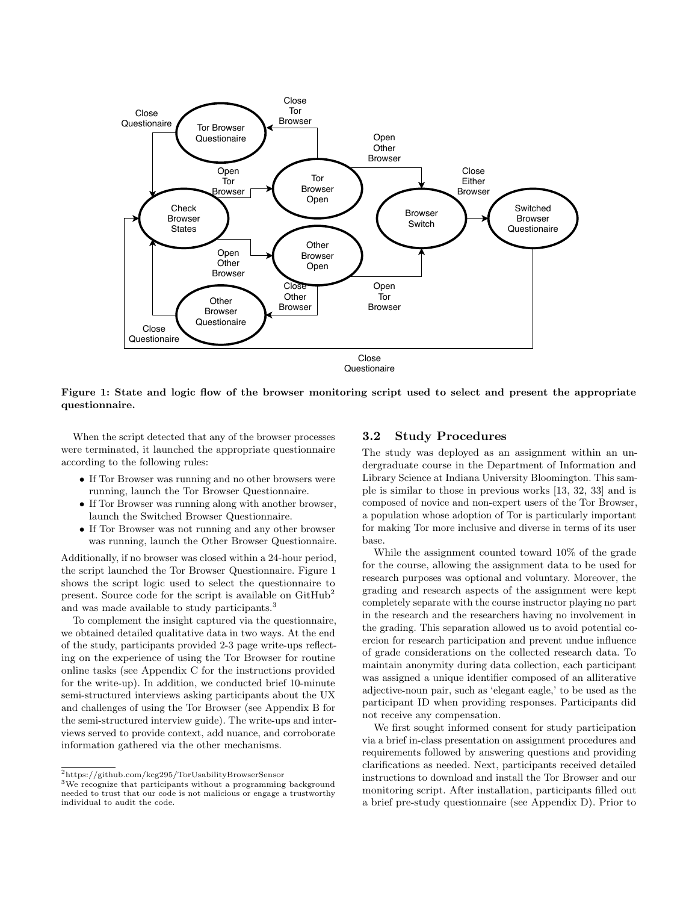**Figure 1: State and logic flow of the browser monitoring script used to select and present the appropriate questionnaire.**

When the script detected that any of the browser processes were terminated, it launched the appropriate questionnaire according to the following rules:

- If Tor Browser was running and no other browsers were running, launch the Tor Browser Questionnaire.
- If Tor Browser was running along with another browser, launch the Switched Browser Questionnaire.
- If Tor Browser was not running and any other browser was running, launch the Other Browser Questionnaire.

Additionally, if no browser was closed within a 24-hour period, the script launched the Tor Browser Questionnaire. Figure 1 shows the script logic used to select the questionnaire to present. Source code for the script is available on GitHub[2] and was made available to study participants.[3]

To complement the insight captured via the questionnaire, we obtained detailed qualitative data in two ways. At the end of the study, participants provided 2-3 page write-ups reflecting on the experience of using the Tor Browser for routine online tasks (see Appendix C for the instructions provided for the write-up). In addition, we conducted brief 10-minute semi-structured interviews asking participants about the UX and challenges of using the Tor Browser (see Appendix B for the semi-structured interview guide). The write-ups and interviews served to provide context, add nuance, and corroborate information gathered via the other mechanisms.

[2]https://github.com/kcg295/TorUsabilityBrowserSensor

[3]We recognize that participants without a programming background needed to trust that our code is not malicious or engage a trustworthy individual to audit the code.

## 3.2 Study Procedures

The study was deployed as an assignment within an undergraduate course in the Department of Information and Library Science at Indiana University Bloomington. This sample is similar to those in previous works [13, 32, 33] and is composed of novice and non-expert users of the Tor Browser, a population whose adoption of Tor is particularly important for making Tor more inclusive and diverse in terms of its user base.

While the assignment counted toward 10% of the grade for the course, allowing the assignment data to be used for research purposes was optional and voluntary. Moreover, the grading and research aspects of the assignment were kept completely separate with the course instructor playing no part in the research and the researchers having no involvement in the grading. This separation allowed us to avoid potential coercion for research participation and prevent undue influence of grade considerations on the collected research data. To maintain anonymity during data collection, each participant was assigned a unique identifier composed of an alliterative adjective-noun pair, such as 'elegant eagle,' to be used as the participant ID when providing responses. Participants did not receive any compensation.

We first sought informed consent for study participation via a brief in-class presentation on assignment procedures and requirements followed by answering questions and providing clarifications as needed. Next, participants received detailed instructions to download and install the Tor Browser and our monitoring script. After installation, participants filled out a brief pre-study questionnaire (see Appendix D). Prior to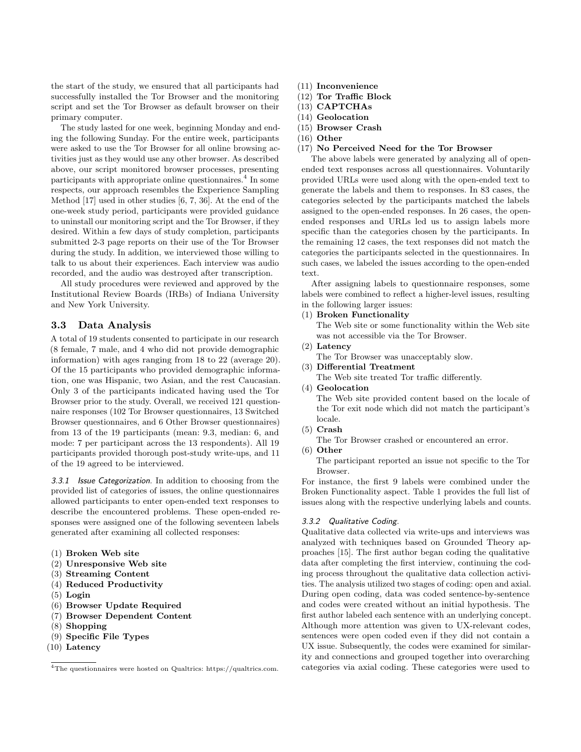the start of the study, we ensured that all participants had successfully installed the Tor Browser and the monitoring script and set the Tor Browser as default browser on their primary computer.

The study lasted for one week, beginning Monday and ending the following Sunday. For the entire week, participants were asked to use the Tor Browser for all online browsing activities just as they would use any other browser. As described above, our script monitored browser processes, presenting participants with appropriate online questionnaires.[4] In some respects, our approach resembles the Experience Sampling Method [17] used in other studies [6, 7, 36]. At the end of the one-week study period, participants were provided guidance to uninstall our monitoring script and the Tor Browser, if they desired. Within a few days of study completion, participants submitted 2-3 page reports on their use of the Tor Browser during the study. In addition, we interviewed those willing to talk to us about their experiences. Each interview was audio recorded, and the audio was destroyed after transcription.

All study procedures were reviewed and approved by the Institutional Review Boards (IRBs) of Indiana University and New York University.

### 3.3 Data Analysis

A total of 19 students consented to participate in our research (8 female, 7 male, and 4 who did not provide demographic information) with ages ranging from 18 to 22 (average 20). Of the 15 participants who provided demographic information, one was Hispanic, two Asian, and the rest Caucasian. Only 3 of the participants indicated having used the Tor Browser prior to the study. Overall, we received 121 questionnaire responses (102 Tor Browser questionnaires, 13 Switched Browser questionnaires, and 6 Other Browser questionnaires) from 13 of the 19 participants (mean: 9.3, median: 6, and mode: 7 per participant across the 13 respondents). All 19 participants provided thorough post-study write-ups, and 11 of the 19 agreed to be interviewed.

#### 3.3.1 *Issue Categorization.*

In addition to choosing from the provided list of categories of issues, the online questionnaires allowed participants to enter open-ended text responses to describe the encountered problems. These open-ended responses were assigned one of the following seventeen labels generated after examining all collected responses:

1. **Broken Web site**
2. **Unresponsive Web site**
3. **Streaming Content**
4. **Reduced Productivity**
5. **Login**
6. **Browser Update Required**
7. **Browser Dependent Content**
8. **Shopping**
9. **Specific File Types**
10. **Latency**
11. **Inconvenience**
12. **Tor Traffic Block**
13. **CAPTCHAs**
14. **Geolocation**
15. **Browser Crash**
16. **Other**
17. **No Perceived Need for the Tor Browser**

The above labels were generated by analyzing all of open-ended text responses across all questionnaires. Voluntarily provided URLs were used along with the open-ended text to generate the labels and them to responses. In 83 cases, the categories selected by the participants matched the labels assigned to the open-ended responses. In 26 cases, the open-ended responses and URLs led us to assign labels more specific than the categories chosen by the participants. In the remaining 12 cases, the text responses did not match the categories the participants selected in the questionnaires. In such cases, we labeled the issues according to the open-ended text.

After assigning labels to questionnaire responses, some labels were combined to reflect a higher-level issues, resulting in the following larger issues:

1. **Broken Functionality**
   The Web site or some functionality within the Web site was not accessible via the Tor Browser.
2. **Latency**
   The Tor Browser was unacceptably slow.
3. **Differential Treatment**
   The Web site treated Tor traffic differently.
4. **Geolocation**
   The Web site provided content based on the locale of the Tor exit node which did not match the participant's locale.
5. **Crash**
   The Tor Browser crashed or encountered an error.
6. **Other**
   The participant reported an issue not specific to the Tor Browser.

For instance, the first 9 labels were combined under the Broken Functionality aspect. Table 1 provides the full list of issues along with the respective underlying labels and counts.

#### 3.3.2 *Qualitative Coding.*

Qualitative data collected via write-ups and interviews was analyzed with techniques based on Grounded Theory approaches [15]. The first author began coding the qualitative data after completing the first interview, continuing the coding process throughout the qualitative data collection activities. The analysis utilized two stages of coding: open and axial. During open coding, data was coded sentence-by-sentence and codes were created without an initial hypothesis. The first author labeled each sentence with an underlying concept. Although more attention was given to UX-relevant codes, sentences were open coded even if they did not contain a UX issue. Subsequently, the codes were examined for similarity and connections and grouped together into overarching categories via axial coding. These categories were used to

[4] The questionnaires were hosted on Qualtrics: https://qualtrics.com.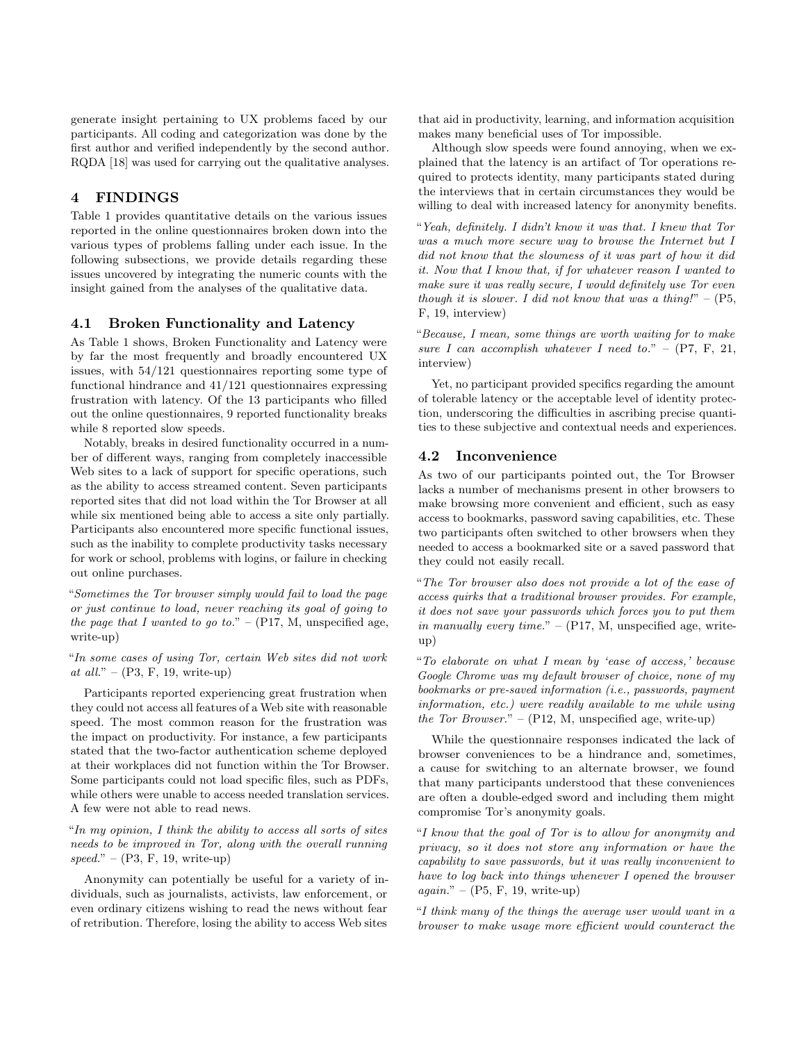generate insight pertaining to UX problems faced by our participants. All coding and categorization was done by the first author and verified independently by the second author. RQDA [18] was used for carrying out the qualitative analyses.

## 4 FINDINGS

Table 1 provides quantitative details on the various issues reported in the online questionnaires broken down into the various types of problems falling under each issue. In the following subsections, we provide details regarding these issues uncovered by integrating the numeric counts with the insight gained from the analyses of the qualitative data.

### 4.1 Broken Functionality and Latency

As Table 1 shows, Broken Functionality and Latency were by far the most frequently and broadly encountered UX issues, with 54/121 questionnaires reporting some type of functional hindrance and 41/121 questionnaires expressing frustration with latency. Of the 13 participants who filled out the online questionnaires, 9 reported functionality breaks while 8 reported slow speeds.

Notably, breaks in desired functionality occurred in a number of different ways, ranging from completely inaccessible Web sites to a lack of support for specific operations, such as the ability to access streamed content. Seven participants reported sites that did not load within the Tor Browser at all while six mentioned being able to access a site only partially. Participants also encountered more specific functional issues, such as the inability to complete productivity tasks necessary for work or school, problems with logins, or failure in checking out online purchases.

"*Sometimes the Tor browser simply would fail to load the page or just continue to load, never reaching its goal of going to the page that I wanted to go to.*" – (P17, M, unspecified age, write-up)

"*In some cases of using Tor, certain Web sites did not work at all.*" – (P3, F, 19, write-up)

Participants reported experiencing great frustration when they could not access all features of a Web site with reasonable speed. The most common reason for the frustration was the impact on productivity. For instance, a few participants stated that the two-factor authentication scheme deployed at their workplaces did not function within the Tor Browser. Some participants could not load specific files, such as PDFs, while others were unable to access needed translation services. A few were not able to read news.

"*In my opinion, I think the ability to access all sorts of sites needs to be improved in Tor, along with the overall running speed.*" – (P3, F, 19, write-up)

Anonymity can potentially be useful for a variety of individuals, such as journalists, activists, law enforcement, or even ordinary citizens wishing to read the news without fear of retribution. Therefore, losing the ability to access Web sites that aid in productivity, learning, and information acquisition makes many beneficial uses of Tor impossible.

Although slow speeds were found annoying, when we explained that the latency is an artifact of Tor operations required to protects identity, many participants stated during the interviews that in certain circumstances they would be willing to deal with increased latency for anonymity benefits.

"*Yeah, definitely. I didn't know it was that. I knew that Tor was a much more secure way to browse the Internet but I did not know that the slowness of it was part of how it did it. Now that I know that, if for whatever reason I wanted to make sure it was really secure, I would definitely use Tor even though it is slower. I did not know that was a thing!*" – (P5, F, 19, interview)

"*Because, I mean, some things are worth waiting for to make sure I can accomplish whatever I need to.*" – (P7, F, 21, interview)

Yet, no participant provided specifics regarding the amount of tolerable latency or the acceptable level of identity protection, underscoring the difficulties in ascribing precise quantities to these subjective and contextual needs and experiences.

### 4.2 Inconvenience

As two of our participants pointed out, the Tor Browser lacks a number of mechanisms present in other browsers to make browsing more convenient and efficient, such as easy access to bookmarks, password saving capabilities, etc. These two participants often switched to other browsers when they needed to access a bookmarked site or a saved password that they could not easily recall.

"*The Tor browser also does not provide a lot of the ease of access quirks that a traditional browser provides. For example, it does not save your passwords which forces you to put them in manually every time.*" – (P17, M, unspecified age, write-up)

"*To elaborate on what I mean by 'ease of access,' because Google Chrome was my default browser of choice, none of my bookmarks or pre-saved information (i.e., passwords, payment information, etc.) were readily available to me while using the Tor Browser.*" – (P12, M, unspecified age, write-up)

While the questionnaire responses indicated the lack of browser conveniences to be a hindrance and, sometimes, a cause for switching to an alternate browser, we found that many participants understood that these conveniences are often a double-edged sword and including them might compromise Tor's anonymity goals.

"*I know that the goal of Tor is to allow for anonymity and privacy, so it does not store any information or have the capability to save passwords, but it was really inconvenient to have to log back into things whenever I opened the browser again.*" – (P5, F, 19, write-up)

"*I think many of the things the average user would want in a browser to make usage more efficient would counteract the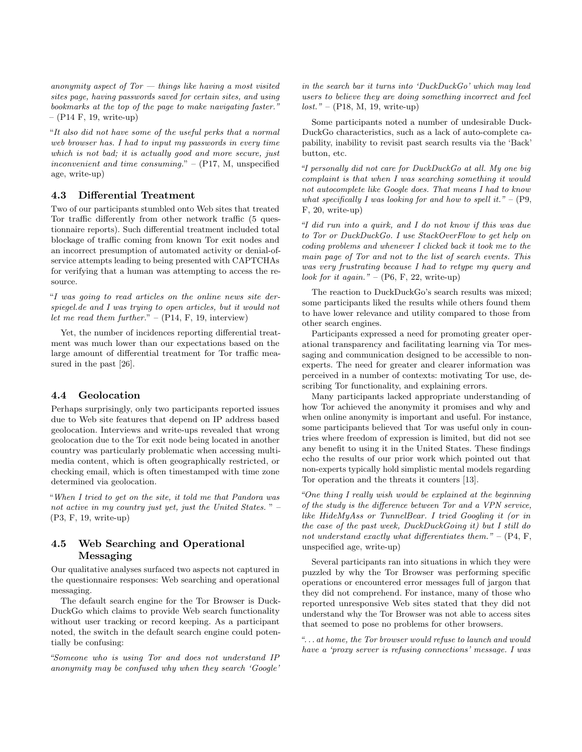*anonymity aspect of Tor — things like having a most visited sites page, having passwords saved for certain sites, and using bookmarks at the top of the page to make navigating faster."* – (P14 F, 19, write-up)

"*It also did not have some of the useful perks that a normal web browser has. I had to input my passwords in every time which is not bad; it is actually good and more secure, just inconvenient and time consuming.*" – (P17, M, unspecified age, write-up)

### 4.3 Differential Treatment

Two of our participants stumbled onto Web sites that treated Tor traffic differently from other network traffic (5 questionnaire reports). Such differential treatment included total blockage of traffic coming from known Tor exit nodes and an incorrect presumption of automated activity or denial-of-service attempts leading to being presented with CAPTCHAs for verifying that a human was attempting to access the resource.

"*I was going to read articles on the online news site derspiegel.de and I was trying to open articles, but it would not let me read them further.*" – (P14, F, 19, interview)

Yet, the number of incidences reporting differential treatment was much lower than our expectations based on the large amount of differential treatment for Tor traffic measured in the past [26].

### 4.4 Geolocation

Perhaps surprisingly, only two participants reported issues due to Web site features that depend on IP address based geolocation. Interviews and write-ups revealed that wrong geolocation due to the Tor exit node being located in another country was particularly problematic when accessing multimedia content, which is often geographically restricted, or checking email, which is often timestamped with time zone determined via geolocation.

"*When I tried to get on the site, it told me that Pandora was not active in my country just yet, just the United States.* " – (P3, F, 19, write-up)

### 4.5 Web Searching and Operational Messaging

Our qualitative analyses surfaced two aspects not captured in the questionnaire responses: Web searching and operational messaging.

The default search engine for the Tor Browser is DuckDuckGo which claims to provide Web search functionality without user tracking or record keeping. As a participant noted, the switch in the default search engine could potentially be confusing:

*"Someone who is using Tor and does not understand IP anonymity may be confused why when they search 'Google' in the search bar it turns into 'DuckDuckGo' which may lead users to believe they are doing something incorrect and feel lost."* – (P18, M, 19, write-up)

Some participants noted a number of undesirable DuckDuckGo characteristics, such as a lack of auto-complete capability, inability to revisit past search results via the 'Back' button, etc.

*"I personally did not care for DuckDuckGo at all. My one big complaint is that when I was searching something it would not autocomplete like Google does. That means I had to know what specifically I was looking for and how to spell it."* – (P9, F, 20, write-up)

*"I did run into a quirk, and I do not know if this was due to Tor or DuckDuckGo. I use StackOverFlow to get help on coding problems and whenever I clicked back it took me to the main page of Tor and not to the list of search events. This was very frustrating because I had to retype my query and look for it again."* – (P6, F, 22, write-up)

The reaction to DuckDuckGo's search results was mixed; some participants liked the results while others found them to have lower relevance and utility compared to those from other search engines.

Participants expressed a need for promoting greater operational transparency and facilitating learning via Tor messaging and communication designed to be accessible to non-experts. The need for greater and clearer information was perceived in a number of contexts: motivating Tor use, describing Tor functionality, and explaining errors.

Many participants lacked appropriate understanding of how Tor achieved the anonymity it promises and why and when online anonymity is important and useful. For instance, some participants believed that Tor was useful only in countries where freedom of expression is limited, but did not see any benefit to using it in the United States. These findings echo the results of our prior work which pointed out that non-experts typically hold simplistic mental models regarding Tor operation and the threats it counters [13].

*"One thing I really wish would be explained at the beginning of the study is the difference between Tor and a VPN service, like HideMyAss or TunnelBear. I tried Googling it (or in the case of the past week, DuckDuckGoing it) but I still do not understand exactly what differentiates them."* – (P4, F, unspecified age, write-up)

Several participants ran into situations in which they were puzzled by why the Tor Browser was performing specific operations or encountered error messages full of jargon that they did not comprehend. For instance, many of those who reported unresponsive Web sites stated that they did not understand why the Tor Browser was not able to access sites that seemed to pose no problems for other browsers.

*". . . at home, the Tor browser would refuse to launch and would have a 'proxy server is refusing connections' message. I was*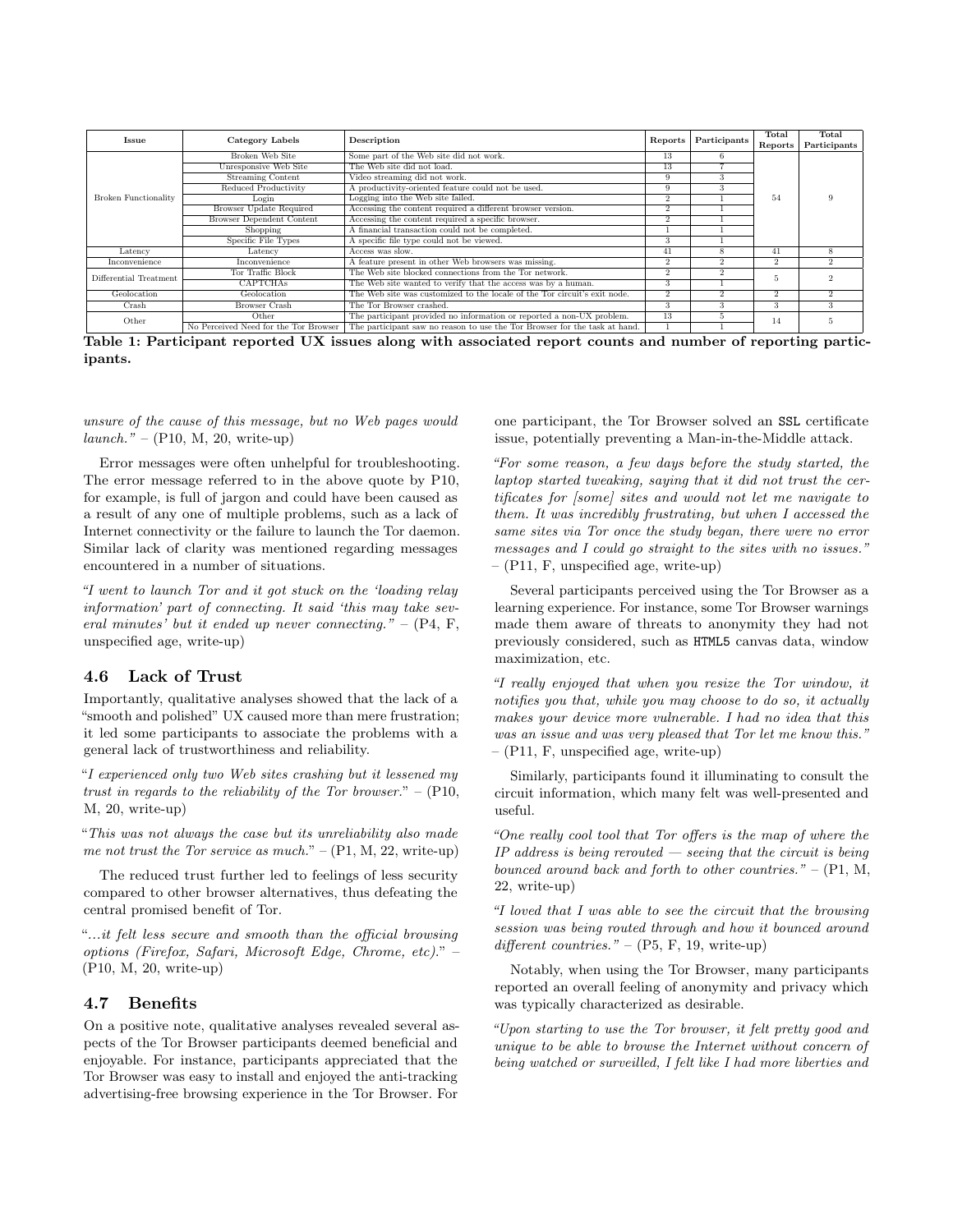| Issue | Category Labels | Description | Reports | Participants | Total Reports | Total Participants |
|---|---|---|---|---|---|---|
| Broken Functionality | Broken Web Site | Some part of the Web site did not work. | 13 | 6 | 54 | 9 |
| | Unresponsive Web Site | The Web site did not load. | 13 | 7 | | |
| | Streaming Content | Video streaming did not work. | 9 | 3 | | |
| | Reduced Productivity | A productivity-oriented feature could not be used. | 9 | 3 | | |
| | Login | Logging into the Web site failed. | 2 | 1 | | |
| | Browser Update Required | Accessing the content required a different browser version. | 2 | 1 | | |
| | Browser Dependent Content | Accessing the content required a specific browser. | 2 | 1 | | |
| | Shopping | A financial transaction could not be completed. | 1 | 1 | | |
| | Specific File Types | A specific file type could not be viewed. | 3 | 1 | | |
| Latency | Latency | Access was slow. | 41 | 8 | 41 | 8 |
| Inconvenience | Inconvenience | A feature present in other Web browsers was missing. | 2 | 2 | 2 | 2 |
| Differential Treatment | Tor Traffic Block | The Web site blocked connections from the Tor network. | 2 | 2 | 5 | 2 |
| | CAPTCHAs | The Web site wanted to verify that the access was by a human. | 3 | 1 | | |
| Geolocation | Geolocation | The Web site was customized to the locale of the Tor circuit's exit node. | 2 | 2 | 2 | 2 |
| Crash | Browser Crash | The Tor Browser crashed. | 3 | 3 | 3 | 3 |
| Other | Other | The participant provided no information or reported a non-UX problem. | 13 | 5 | 14 | 5 |
| | No Perceived Need for the Tor Browser | The participant saw no reason to use the Tor Browser for the task at hand. | 1 | 1 | | |

**Table 1: Participant reported UX issues along with associated report counts and number of reporting participants.**

*unsure of the cause of this message, but no Web pages would launch."* – (P10, M, 20, write-up)

Error messages were often unhelpful for troubleshooting. The error message referred to in the above quote by P10, for example, is full of jargon and could have been caused as a result of any one of multiple problems, such as a lack of Internet connectivity or the failure to launch the Tor daemon. Similar lack of clarity was mentioned regarding messages encountered in a number of situations.

*"I went to launch Tor and it got stuck on the 'loading relay information' part of connecting. It said 'this may take several minutes' but it ended up never connecting."* – (P4, F, unspecified age, write-up)

### 4.6 Lack of Trust

Importantly, qualitative analyses showed that the lack of a "smooth and polished" UX caused more than mere frustration; it led some participants to associate the problems with a general lack of trustworthiness and reliability.

"*I experienced only two Web sites crashing but it lessened my trust in regards to the reliability of the Tor browser.*" – (P10, M, 20, write-up)

"*This was not always the case but its unreliability also made me not trust the Tor service as much.*" – (P1, M, 22, write-up)

The reduced trust further led to feelings of less security compared to other browser alternatives, thus defeating the central promised benefit of Tor.

"*...it felt less secure and smooth than the official browsing options (Firefox, Safari, Microsoft Edge, Chrome, etc).*" – (P10, M, 20, write-up)

### 4.7 Benefits

On a positive note, qualitative analyses revealed several aspects of the Tor Browser participants deemed beneficial and enjoyable. For instance, participants appreciated that the Tor Browser was easy to install and enjoyed the anti-tracking advertising-free browsing experience in the Tor Browser. For one participant, the Tor Browser solved an `SSL` certificate issue, potentially preventing a Man-in-the-Middle attack.

*"For some reason, a few days before the study started, the laptop started tweaking, saying that it did not trust the certificates for [some] sites and would not let me navigate to them. It was incredibly frustrating, but when I accessed the same sites via Tor once the study began, there were no error messages and I could go straight to the sites with no issues."* – (P11, F, unspecified age, write-up)

Several participants perceived using the Tor Browser as a learning experience. For instance, some Tor Browser warnings made them aware of threats to anonymity they had not previously considered, such as `HTML5` canvas data, window maximization, etc.

*"I really enjoyed that when you resize the Tor window, it notifies you that, while you may choose to do so, it actually makes your device more vulnerable. I had no idea that this was an issue and was very pleased that Tor let me know this."* – (P11, F, unspecified age, write-up)

Similarly, participants found it illuminating to consult the circuit information, which many felt was well-presented and useful.

*"One really cool tool that Tor offers is the map of where the IP address is being rerouted — seeing that the circuit is being bounced around back and forth to other countries."* – (P1, M, 22, write-up)

*"I loved that I was able to see the circuit that the browsing session was being routed through and how it bounced around different countries."* – (P5, F, 19, write-up)

Notably, when using the Tor Browser, many participants reported an overall feeling of anonymity and privacy which was typically characterized as desirable.

*"Upon starting to use the Tor browser, it felt pretty good and unique to be able to browse the Internet without concern of being watched or surveilled, I felt like I had more liberties and*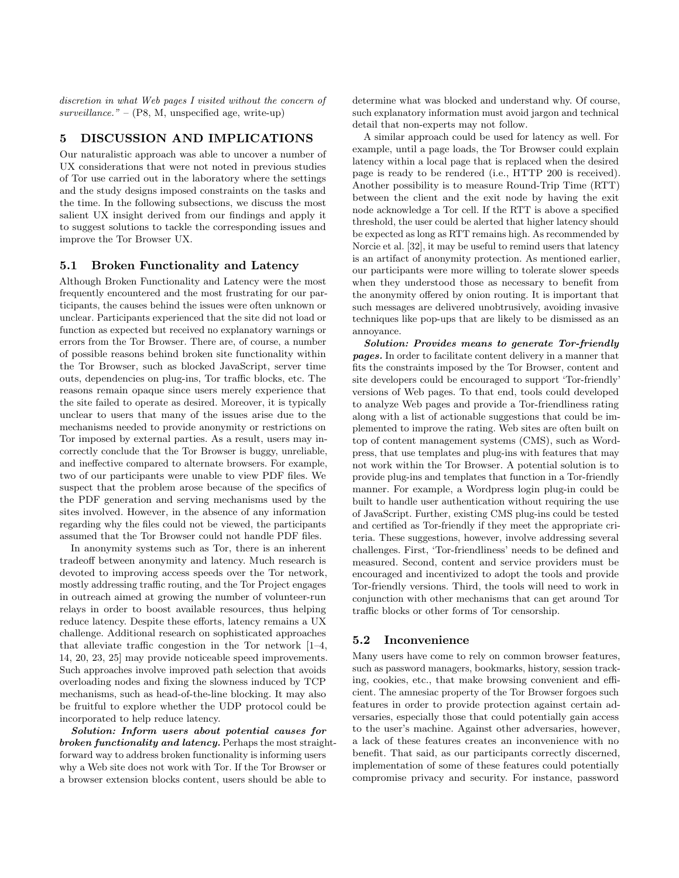*discretion in what Web pages I visited without the concern of surveillance."* – (P8, M, unspecified age, write-up)

## 5 DISCUSSION AND IMPLICATIONS

Our naturalistic approach was able to uncover a number of UX considerations that were not noted in previous studies of Tor use carried out in the laboratory where the settings and the study designs imposed constraints on the tasks and the time. In the following subsections, we discuss the most salient UX insight derived from our findings and apply it to suggest solutions to tackle the corresponding issues and improve the Tor Browser UX.

### 5.1 Broken Functionality and Latency

Although Broken Functionality and Latency were the most frequently encountered and the most frustrating for our participants, the causes behind the issues were often unknown or unclear. Participants experienced that the site did not load or function as expected but received no explanatory warnings or errors from the Tor Browser. There are, of course, a number of possible reasons behind broken site functionality within the Tor Browser, such as blocked JavaScript, server time outs, dependencies on plug-ins, Tor traffic blocks, etc. The reasons remain opaque since users merely experience that the site failed to operate as desired. Moreover, it is typically unclear to users that many of the issues arise due to the mechanisms needed to provide anonymity or restrictions on Tor imposed by external parties. As a result, users may incorrectly conclude that the Tor Browser is buggy, unreliable, and ineffective compared to alternate browsers. For example, two of our participants were unable to view PDF files. We suspect that the problem arose because of the specifics of the PDF generation and serving mechanisms used by the sites involved. However, in the absence of any information regarding why the files could not be viewed, the participants assumed that the Tor Browser could not handle PDF files.

In anonymity systems such as Tor, there is an inherent tradeoff between anonymity and latency. Much research is devoted to improving access speeds over the Tor network, mostly addressing traffic routing, and the Tor Project engages in outreach aimed at growing the number of volunteer-run relays in order to boost available resources, thus helping reduce latency. Despite these efforts, latency remains a UX challenge. Additional research on sophisticated approaches that alleviate traffic congestion in the Tor network [1–4, 14, 20, 23, 25] may provide noticeable speed improvements. Such approaches involve improved path selection that avoids overloading nodes and fixing the slowness induced by TCP mechanisms, such as head-of-the-line blocking. It may also be fruitful to explore whether the UDP protocol could be incorporated to help reduce latency.

***Solution: Inform users about potential causes for broken functionality and latency.*** Perhaps the most straightforward way to address broken functionality is informing users why a Web site does not work with Tor. If the Tor Browser or a browser extension blocks content, users should be able to determine what was blocked and understand why. Of course, such explanatory information must avoid jargon and technical detail that non-experts may not follow.

A similar approach could be used for latency as well. For example, until a page loads, the Tor Browser could explain latency within a local page that is replaced when the desired page is ready to be rendered (i.e., HTTP 200 is received). Another possibility is to measure Round-Trip Time (RTT) between the client and the exit node by having the exit node acknowledge a Tor cell. If the RTT is above a specified threshold, the user could be alerted that higher latency should be expected as long as RTT remains high. As recommended by Norcie et al. [32], it may be useful to remind users that latency is an artifact of anonymity protection. As mentioned earlier, our participants were more willing to tolerate slower speeds when they understood those as necessary to benefit from the anonymity offered by onion routing. It is important that such messages are delivered unobtrusively, avoiding invasive techniques like pop-ups that are likely to be dismissed as an annoyance.

***Solution: Provides means to generate Tor-friendly pages.*** In order to facilitate content delivery in a manner that fits the constraints imposed by the Tor Browser, content and site developers could be encouraged to support 'Tor-friendly' versions of Web pages. To that end, tools could developed to analyze Web pages and provide a Tor-friendliness rating along with a list of actionable suggestions that could be implemented to improve the rating. Web sites are often built on top of content management systems (CMS), such as Wordpress, that use templates and plug-ins with features that may not work within the Tor Browser. A potential solution is to provide plug-ins and templates that function in a Tor-friendly manner. For example, a Wordpress login plug-in could be built to handle user authentication without requiring the use of JavaScript. Further, existing CMS plug-ins could be tested and certified as Tor-friendly if they meet the appropriate criteria. These suggestions, however, involve addressing several challenges. First, 'Tor-friendliness' needs to be defined and measured. Second, content and service providers must be encouraged and incentivized to adopt the tools and provide Tor-friendly versions. Third, the tools will need to work in conjunction with other mechanisms that can get around Tor traffic blocks or other forms of Tor censorship.

### 5.2 Inconvenience

Many users have come to rely on common browser features, such as password managers, bookmarks, history, session tracking, cookies, etc., that make browsing convenient and efficient. The amnesiac property of the Tor Browser forgoes such features in order to provide protection against certain adversaries, especially those that could potentially gain access to the user's machine. Against other adversaries, however, a lack of these features creates an inconvenience with no benefit. That said, as our participants correctly discerned, implementation of some of these features could potentially compromise privacy and security. For instance, password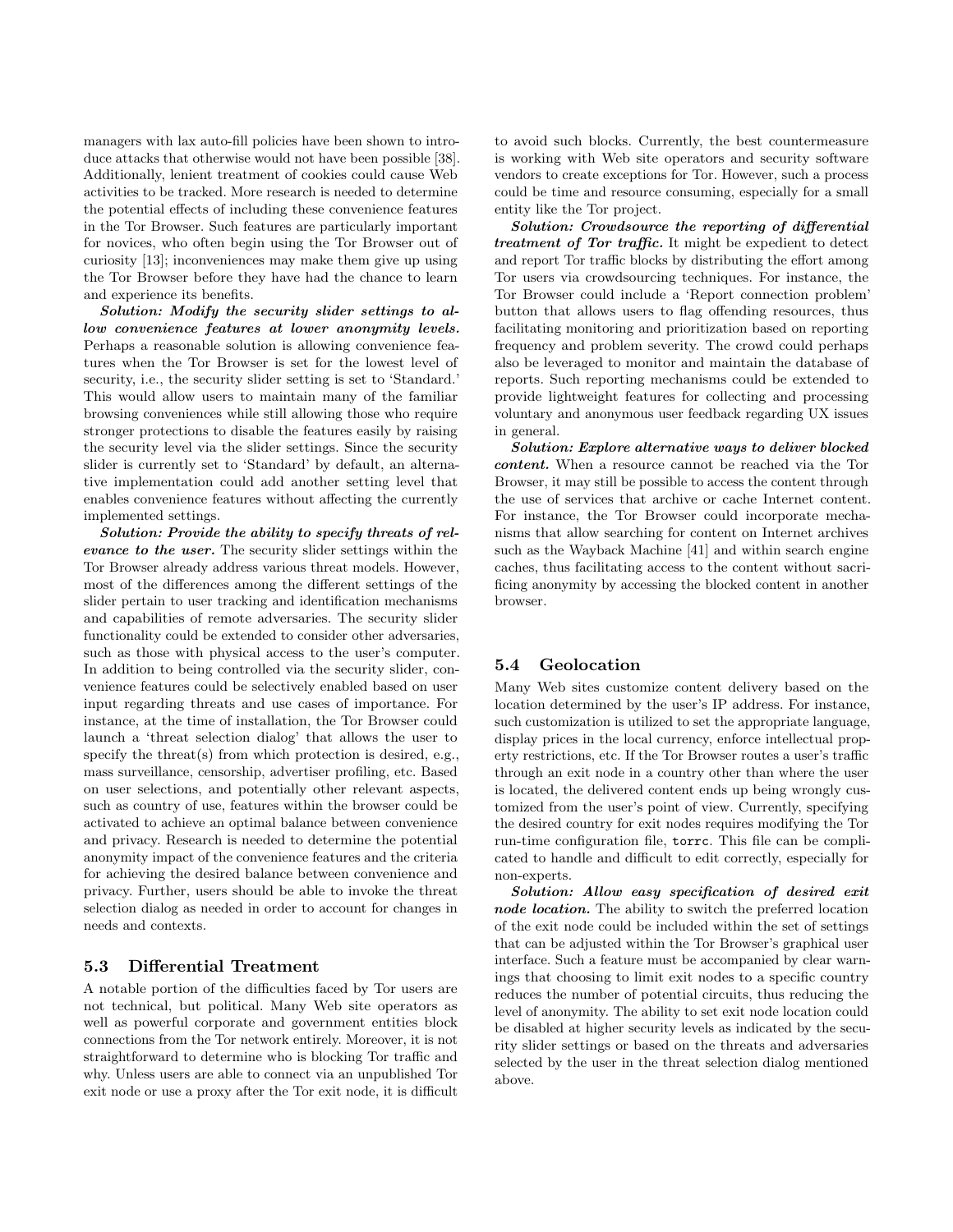managers with lax auto-fill policies have been shown to introduce attacks that otherwise would not have been possible [38]. Additionally, lenient treatment of cookies could cause Web activities to be tracked. More research is needed to determine the potential effects of including these convenience features in the Tor Browser. Such features are particularly important for novices, who often begin using the Tor Browser out of curiosity [13]; inconveniences may make them give up using the Tor Browser before they have had the chance to learn and experience its benefits.

***Solution: Modify the security slider settings to allow convenience features at lower anonymity levels.*** Perhaps a reasonable solution is allowing convenience features when the Tor Browser is set for the lowest level of security, i.e., the security slider setting is set to 'Standard.' This would allow users to maintain many of the familiar browsing conveniences while still allowing those who require stronger protections to disable the features easily by raising the security level via the slider settings. Since the security slider is currently set to 'Standard' by default, an alternative implementation could add another setting level that enables convenience features without affecting the currently implemented settings.

***Solution: Provide the ability to specify threats of relevance to the user.*** The security slider settings within the Tor Browser already address various threat models. However, most of the differences among the different settings of the slider pertain to user tracking and identification mechanisms and capabilities of remote adversaries. The security slider functionality could be extended to consider other adversaries, such as those with physical access to the user's computer. In addition to being controlled via the security slider, convenience features could be selectively enabled based on user input regarding threats and use cases of importance. For instance, at the time of installation, the Tor Browser could launch a 'threat selection dialog' that allows the user to specify the threat(s) from which protection is desired, e.g., mass surveillance, censorship, advertiser profiling, etc. Based on user selections, and potentially other relevant aspects, such as country of use, features within the browser could be activated to achieve an optimal balance between convenience and privacy. Research is needed to determine the potential anonymity impact of the convenience features and the criteria for achieving the desired balance between convenience and privacy. Further, users should be able to invoke the threat selection dialog as needed in order to account for changes in needs and contexts.

### 5.3 Differential Treatment

A notable portion of the difficulties faced by Tor users are not technical, but political. Many Web site operators as well as powerful corporate and government entities block connections from the Tor network entirely. Moreover, it is not straightforward to determine who is blocking Tor traffic and why. Unless users are able to connect via an unpublished Tor exit node or use a proxy after the Tor exit node, it is difficult to avoid such blocks. Currently, the best countermeasure is working with Web site operators and security software vendors to create exceptions for Tor. However, such a process could be time and resource consuming, especially for a small entity like the Tor project.

***Solution: Crowdsource the reporting of differential treatment of Tor traffic.*** It might be expedient to detect and report Tor traffic blocks by distributing the effort among Tor users via crowdsourcing techniques. For instance, the Tor Browser could include a 'Report connection problem' button that allows users to flag offending resources, thus facilitating monitoring and prioritization based on reporting frequency and problem severity. The crowd could perhaps also be leveraged to monitor and maintain the database of reports. Such reporting mechanisms could be extended to provide lightweight features for collecting and processing voluntary and anonymous user feedback regarding UX issues in general.

***Solution: Explore alternative ways to deliver blocked content.*** When a resource cannot be reached via the Tor Browser, it may still be possible to access the content through the use of services that archive or cache Internet content. For instance, the Tor Browser could incorporate mechanisms that allow searching for content on Internet archives such as the Wayback Machine [41] and within search engine caches, thus facilitating access to the content without sacrificing anonymity by accessing the blocked content in another browser.

### 5.4 Geolocation

Many Web sites customize content delivery based on the location determined by the user's IP address. For instance, such customization is utilized to set the appropriate language, display prices in the local currency, enforce intellectual property restrictions, etc. If the Tor Browser routes a user's traffic through an exit node in a country other than where the user is located, the delivered content ends up being wrongly customized from the user's point of view. Currently, specifying the desired country for exit nodes requires modifying the Tor run-time configuration file, `torrc`. This file can be complicated to handle and difficult to edit correctly, especially for non-experts.

***Solution: Allow easy specification of desired exit node location.*** The ability to switch the preferred location of the exit node could be included within the set of settings that can be adjusted within the Tor Browser's graphical user interface. Such a feature must be accompanied by clear warnings that choosing to limit exit nodes to a specific country reduces the number of potential circuits, thus reducing the level of anonymity. The ability to set exit node location could be disabled at higher security levels as indicated by the security slider settings or based on the threats and adversaries selected by the user in the threat selection dialog mentioned above.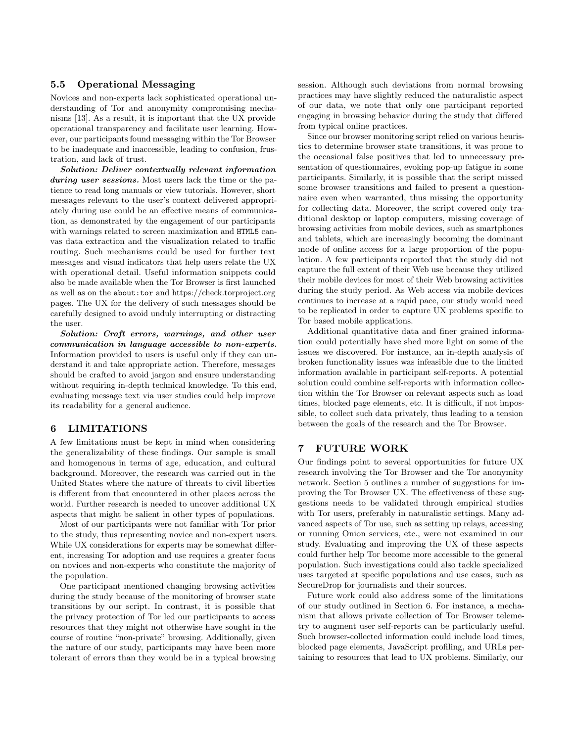### 5.5 Operational Messaging

Novices and non-experts lack sophisticated operational understanding of Tor and anonymity compromising mechanisms [13]. As a result, it is important that the UX provide operational transparency and facilitate user learning. However, our participants found messaging within the Tor Browser to be inadequate and inaccessible, leading to confusion, frustration, and lack of trust.

***Solution: Deliver contextually relevant information during user sessions.*** Most users lack the time or the patience to read long manuals or view tutorials. However, short messages relevant to the user's context delivered appropriately during use could be an effective means of communication, as demonstrated by the engagement of our participants with warnings related to screen maximization and `HTML5` canvas data extraction and the visualization related to traffic routing. Such mechanisms could be used for further text messages and visual indicators that help users relate the UX with operational detail. Useful information snippets could also be made available when the Tor Browser is first launched as well as on the `about:tor` and https://check.torproject.org pages. The UX for the delivery of such messages should be carefully designed to avoid unduly interrupting or distracting the user.

***Solution: Craft errors, warnings, and other user communication in language accessible to non-experts.*** Information provided to users is useful only if they can understand it and take appropriate action. Therefore, messages should be crafted to avoid jargon and ensure understanding without requiring in-depth technical knowledge. To this end, evaluating message text via user studies could help improve its readability for a general audience.

## 6 LIMITATIONS

A few limitations must be kept in mind when considering the generalizability of these findings. Our sample is small and homogenous in terms of age, education, and cultural background. Moreover, the research was carried out in the United States where the nature of threats to civil liberties is different from that encountered in other places across the world. Further research is needed to uncover additional UX aspects that might be salient in other types of populations.

Most of our participants were not familiar with Tor prior to the study, thus representing novice and non-expert users. While UX considerations for experts may be somewhat different, increasing Tor adoption and use requires a greater focus on novices and non-experts who constitute the majority of the population.

One participant mentioned changing browsing activities during the study because of the monitoring of browser state transitions by our script. In contrast, it is possible that the privacy protection of Tor led our participants to access resources that they might not otherwise have sought in the course of routine "non-private" browsing. Additionally, given the nature of our study, participants may have been more tolerant of errors than they would be in a typical browsing session. Although such deviations from normal browsing practices may have slightly reduced the naturalistic aspect of our data, we note that only one participant reported engaging in browsing behavior during the study that differed from typical online practices.

Since our browser monitoring script relied on various heuristics to determine browser state transitions, it was prone to the occasional false positives that led to unnecessary presentation of questionnaires, evoking pop-up fatigue in some participants. Similarly, it is possible that the script missed some browser transitions and failed to present a questionnaire even when warranted, thus missing the opportunity for collecting data. Moreover, the script covered only traditional desktop or laptop computers, missing coverage of browsing activities from mobile devices, such as smartphones and tablets, which are increasingly becoming the dominant mode of online access for a large proportion of the population. A few participants reported that the study did not capture the full extent of their Web use because they utilized their mobile devices for most of their Web browsing activities during the study period. As Web access via mobile devices continues to increase at a rapid pace, our study would need to be replicated in order to capture UX problems specific to Tor based mobile applications.

Additional quantitative data and finer grained information could potentially have shed more light on some of the issues we discovered. For instance, an in-depth analysis of broken functionality issues was infeasible due to the limited information available in participant self-reports. A potential solution could combine self-reports with information collection within the Tor Browser on relevant aspects such as load times, blocked page elements, etc. It is difficult, if not impossible, to collect such data privately, thus leading to a tension between the goals of the research and the Tor Browser.

## 7 FUTURE WORK

Our findings point to several opportunities for future UX research involving the Tor Browser and the Tor anonymity network. Section 5 outlines a number of suggestions for improving the Tor Browser UX. The effectiveness of these suggestions needs to be validated through empirical studies with Tor users, preferably in naturalistic settings. Many advanced aspects of Tor use, such as setting up relays, accessing or running Onion services, etc., were not examined in our study. Evaluating and improving the UX of these aspects could further help Tor become more accessible to the general population. Such investigations could also tackle specialized uses targeted at specific populations and use cases, such as SecureDrop for journalists and their sources.

Future work could also address some of the limitations of our study outlined in Section 6. For instance, a mechanism that allows private collection of Tor Browser telemetry to augment user self-reports can be particularly useful. Such browser-collected information could include load times, blocked page elements, JavaScript profiling, and URLs pertaining to resources that lead to UX problems. Similarly, our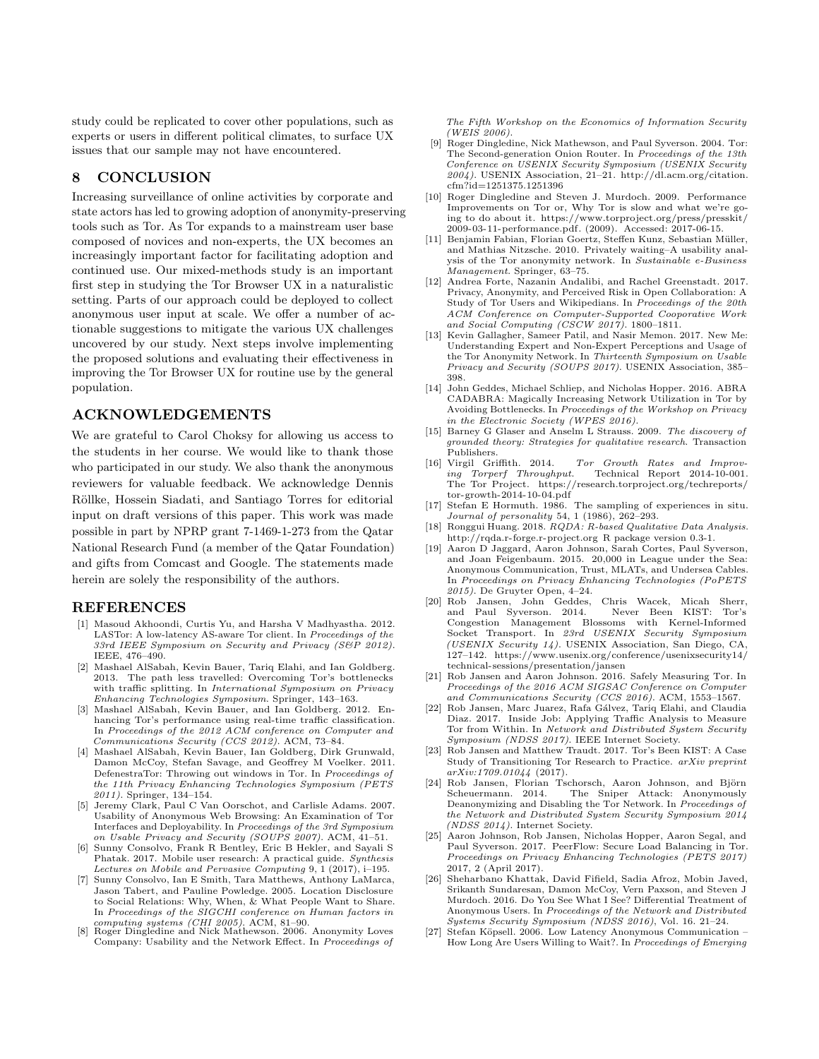study could be replicated to cover other populations, such as experts or users in different political climates, to surface UX issues that our sample may not have encountered.

## 8 CONCLUSION

Increasing surveillance of online activities by corporate and state actors has led to growing adoption of anonymity-preserving tools such as Tor. As Tor expands to a mainstream user base composed of novices and non-experts, the UX becomes an increasingly important factor for facilitating adoption and continued use. Our mixed-methods study is an important first step in studying the Tor Browser UX in a naturalistic setting. Parts of our approach could be deployed to collect anonymous user input at scale. We offer a number of actionable suggestions to mitigate the various UX challenges uncovered by our study. Next steps involve implementing the proposed solutions and evaluating their effectiveness in improving the Tor Browser UX for routine use by the general population.

## ACKNOWLEDGEMENTS

We are grateful to Carol Choksy for allowing us access to the students in her course. We would like to thank those who participated in our study. We also thank the anonymous reviewers for valuable feedback. We acknowledge Dennis Röllke, Hossein Siadati, and Santiago Torres for editorial input on draft versions of this paper. This work was made possible in part by NPRP grant 7-1469-1-273 from the Qatar National Research Fund (a member of the Qatar Foundation) and gifts from Comcast and Google. The statements made herein are solely the responsibility of the authors.

## REFERENCES

[1] Masoud Akhoondi, Curtis Yu, and Harsha V Madhyastha. 2012. LASTor: A low-latency AS-aware Tor client. In *Proceedings of the 33rd IEEE Symposium on Security and Privacy (S&P 2012)*. IEEE, 476–490.

[2] Mashael AlSabah, Kevin Bauer, Tariq Elahi, and Ian Goldberg. 2013. The path less travelled: Overcoming Tor's bottlenecks with traffic splitting. In *International Symposium on Privacy Enhancing Technologies Symposium*. Springer, 143–163.

[3] Mashael AlSabah, Kevin Bauer, and Ian Goldberg. 2012. Enhancing Tor's performance using real-time traffic classification. In *Proceedings of the 2012 ACM conference on Computer and Communications Security (CCS 2012)*. ACM, 73–84.

[4] Mashael AlSabah, Kevin Bauer, Ian Goldberg, Dirk Grunwald, Damon McCoy, Stefan Savage, and Geoffrey M Voelker. 2011. DefenestraTor: Throwing out windows in Tor. In *Proceedings of the 11th Privacy Enhancing Technologies Symposium (PETS 2011)*. Springer, 134–154.

[5] Jeremy Clark, Paul C Van Oorschot, and Carlisle Adams. 2007. Usability of Anonymous Web Browsing: An Examination of Tor Interfaces and Deployability. In *Proceedings of the 3rd Symposium on Usable Privacy and Security (SOUPS 2007)*. ACM, 41–51.

[6] Sunny Consolvo, Frank R Bentley, Eric B Hekler, and Sayali S Phatak. 2017. Mobile user research: A practical guide. *Synthesis Lectures on Mobile and Pervasive Computing* 9, 1 (2017), i–195.

[7] Sunny Consolvo, Ian E Smith, Tara Matthews, Anthony LaMarca, Jason Tabert, and Pauline Powledge. 2005. Location Disclosure to Social Relations: Why, When, & What People Want to Share. In *Proceedings of the SIGCHI conference on Human factors in computing systems (CHI 2005)*. ACM, 81–90.

[8] Roger Dingledine and Nick Mathewson. 2006. Anonymity Loves Company: Usability and the Network Effect. In *Proceedings of The Fifth Workshop on the Economics of Information Security (WEIS 2006)*.

[9] Roger Dingledine, Nick Mathewson, and Paul Syverson. 2004. Tor: The Second-generation Onion Router. In *Proceedings of the 13th Conference on USENIX Security Symposium (USENIX Security 2004)*. USENIX Association, 21–21. http://dl.acm.org/citation.cfm?id=1251375.1251396

[10] Roger Dingledine and Steven J. Murdoch. 2009. Performance Improvements on Tor or, Why Tor is slow and what we're going to do about it. https://www.torproject.org/press/presskit/2009-03-11-performance.pdf. (2009). Accessed: 2017-06-15.

[11] Benjamin Fabian, Florian Goertz, Steffen Kunz, Sebastian Müller, and Mathias Nitzsche. 2010. Privately waiting–A usability analysis of the Tor anonymity network. In *Sustainable e-Business Management*. Springer, 63–75.

[12] Andrea Forte, Nazanin Andalibi, and Rachel Greenstadt. 2017. Privacy, Anonymity, and Perceived Risk in Open Collaboration: A Study of Tor Users and Wikipedians. In *Proceedings of the 20th ACM Conference on Computer-Supported Cooperative Work and Social Computing (CSCW 2017)*. 1800–1811.

[13] Kevin Gallagher, Sameer Patil, and Nasir Memon. 2017. New Me: Understanding Expert and Non-Expert Perceptions and Usage of the Tor Anonymity Network. In *Thirteenth Symposium on Usable Privacy and Security (SOUPS 2017)*. USENIX Association, 385–398.

[14] John Geddes, Michael Schliep, and Nicholas Hopper. 2016. ABRA CADABRA: Magically Increasing Network Utilization in Tor by Avoiding Bottlenecks. In *Proceedings of the Workshop on Privacy in the Electronic Society (WPES 2016)*.

[15] Barney G Glaser and Anselm L Strauss. 2009. *The discovery of grounded theory: Strategies for qualitative research*. Transaction Publishers.

[16] Virgil Griffith. 2014. *Tor Growth Rates and Improving Torperf Throughput*. Technical Report 2014-10-001. The Tor Project. https://research.torproject.org/techreports/tor-growth-2014-10-04.pdf

[17] Stefan E Hormuth. 1986. The sampling of experiences in situ. *Journal of personality* 54, 1 (1986), 262–293.

[18] Ronggui Huang. 2018. *RQDA: R-based Qualitative Data Analysis*. http://rqda.r-forge.r-project.org R package version 0.3-1.

[19] Aaron D Jaggard, Aaron Johnson, Sarah Cortes, Paul Syverson, and Joan Feigenbaum. 2015. 20,000 in League under the Sea: Anonymous Communication, Trust, MLATs, and Undersea Cables. In *Proceedings on Privacy Enhancing Technologies (PoPETS 2015)*. De Gruyter Open, 4–24.

[20] Rob Jansen, John Geddes, Chris Wacek, Micah Sherr, and Paul Syverson. 2014. Never Been KIST: Tor's Congestion Management Blossoms with Kernel-Informed Socket Transport. In *23rd USENIX Security Symposium (USENIX Security 14)*. USENIX Association, San Diego, CA, 127–142. https://www.usenix.org/conference/usenixsecurity14/technical-sessions/presentation/jansen

[21] Rob Jansen and Aaron Johnson. 2016. Safely Measuring Tor. In *Proceedings of the 2016 ACM SIGSAC Conference on Computer and Communications Security (CCS 2016)*. ACM, 1553–1567.

[22] Rob Jansen, Marc Juarez, Rafa Gálvez, Tariq Elahi, and Claudia Diaz. 2017. Inside Job: Applying Traffic Analysis to Measure Tor from Within. In *Network and Distributed System Security Symposium (NDSS 2017)*. IEEE Internet Society.

[23] Rob Jansen and Matthew Traudt. 2017. Tor's Been KIST: A Case Study of Transitioning Tor Research to Practice. *arXiv preprint arXiv:1709.01044* (2017).

[24] Rob Jansen, Florian Tschorsch, Aaron Johnson, and Björn Scheuermann. 2014. The Sniper Attack: Anonymously Deanonymizing and Disabling the Tor Network. In *Proceedings of the Network and Distributed System Security Symposium 2014 (NDSS 2014)*. Internet Society.

[25] Aaron Johnson, Rob Jansen, Nicholas Hopper, Aaron Segal, and Paul Syverson. 2017. PeerFlow: Secure Load Balancing in Tor. *Proceedings on Privacy Enhancing Technologies (PETS 2017)* 2017, 2 (April 2017).

[26] Sheharbano Khattak, David Fifield, Sadia Afroz, Mobin Javed, Srikanth Sundaresan, Damon McCoy, Vern Paxson, and Steven J Murdoch. 2016. Do You See What I See? Differential Treatment of Anonymous Users. In *Proceedings of the Network and Distributed Systems Security Symposium (NDSS 2016)*, Vol. 16. 21–24.

[27] Stefan Köpsell. 2006. Low Latency Anonymous Communication – How Long Are Users Willing to Wait?. In *Proceedings of Emerging*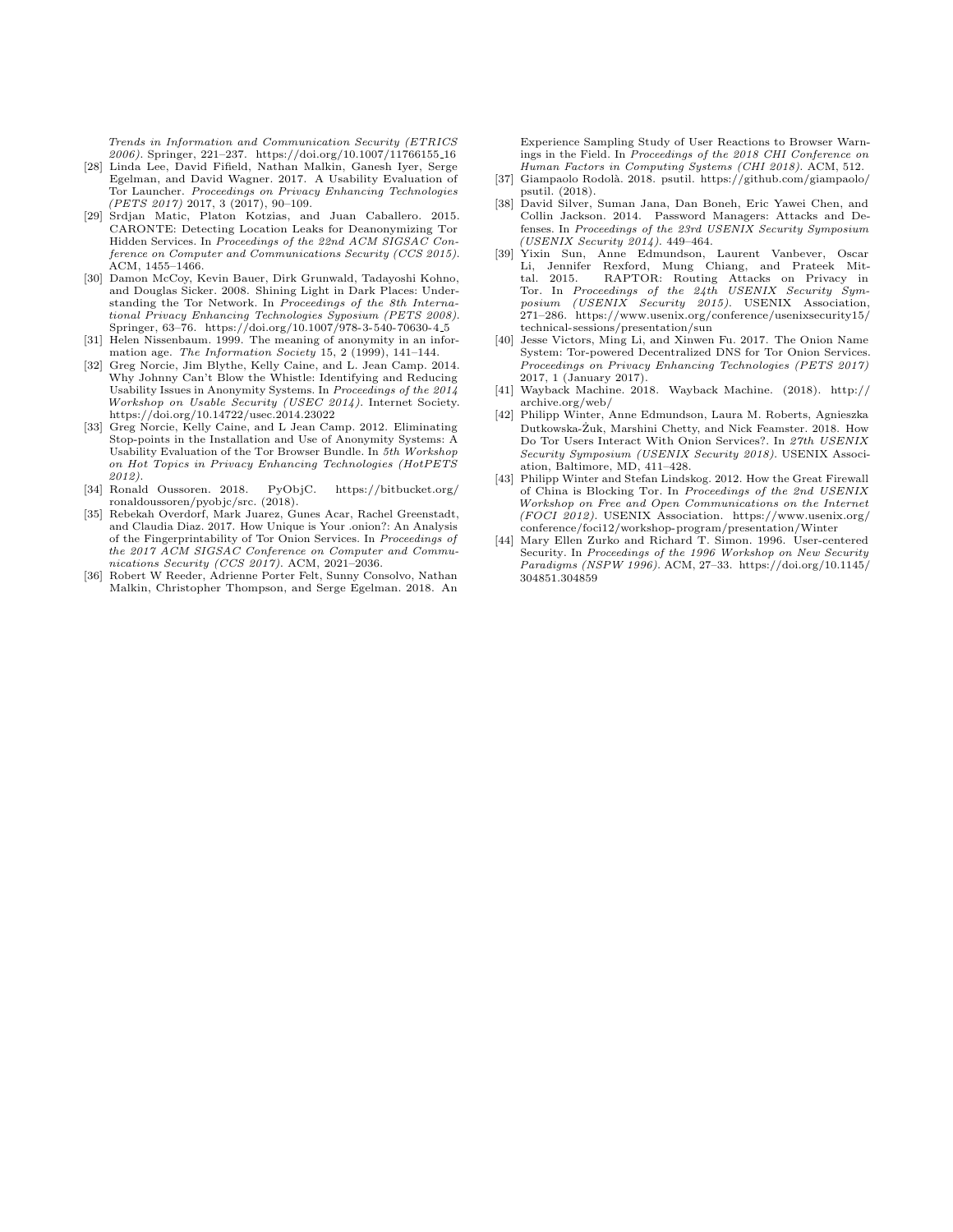*Trends in Information and Communication Security (ETRICS 2006)*. Springer, 221–237. https://doi.org/10.1007/11766155_16

[28] Linda Lee, David Fifield, Nathan Malkin, Ganesh Iyer, Serge Egelman, and David Wagner. 2017. A Usability Evaluation of Tor Launcher. *Proceedings on Privacy Enhancing Technologies (PETS 2017)* 2017, 3 (2017), 90–109.

[29] Srdjan Matic, Platon Kotzias, and Juan Caballero. 2015. CARONTE: Detecting Location Leaks for Deanonymizing Tor Hidden Services. In *Proceedings of the 22nd ACM SIGSAC Conference on Computer and Communications Security (CCS 2015)*. ACM, 1455–1466.

[30] Damon McCoy, Kevin Bauer, Dirk Grunwald, Tadayoshi Kohno, and Douglas Sicker. 2008. Shining Light in Dark Places: Understanding the Tor Network. In *Proceedings of the 8th International Privacy Enhancing Technologies Syposium (PETS 2008)*. Springer, 63–76. https://doi.org/10.1007/978-3-540-70630-4_5

[31] Helen Nissenbaum. 1999. The meaning of anonymity in an information age. *The Information Society* 15, 2 (1999), 141–144.

[32] Greg Norcie, Jim Blythe, Kelly Caine, and L. Jean Camp. 2014. Why Johnny Can't Blow the Whistle: Identifying and Reducing Usability Issues in Anonymity Systems. In *Proceedings of the 2014 Workshop on Usable Security (USEC 2014)*. Internet Society. https://doi.org/10.14722/usec.2014.23022

[33] Greg Norcie, Kelly Caine, and L Jean Camp. 2012. Eliminating Stop-points in the Installation and Use of Anonymity Systems: A Usability Evaluation of the Tor Browser Bundle. In *5th Workshop on Hot Topics in Privacy Enhancing Technologies (HotPETS 2012)*.

[34] Ronald Oussoren. 2018. PyObjC. https://bitbucket.org/ronaldoussoren/pyobjc/src. (2018).

[35] Rebekah Overdorf, Mark Juarez, Gunes Acar, Rachel Greenstadt, and Claudia Diaz. 2017. How Unique is Your .onion?: An Analysis of the Fingerprintability of Tor Onion Services. In *Proceedings of the 2017 ACM SIGSAC Conference on Computer and Communications Security (CCS 2017)*. ACM, 2021–2036.

[36] Robert W Reeder, Adrienne Porter Felt, Sunny Consolvo, Nathan Malkin, Christopher Thompson, and Serge Egelman. 2018. An Experience Sampling Study of User Reactions to Browser Warnings in the Field. In *Proceedings of the 2018 CHI Conference on Human Factors in Computing Systems (CHI 2018)*. ACM, 512.

[37] Giampaolo Rodolà. 2018. psutil. https://github.com/giampaolo/psutil. (2018).

[38] David Silver, Suman Jana, Dan Boneh, Eric Yawei Chen, and Collin Jackson. 2014. Password Managers: Attacks and Defenses. In *Proceedings of the 23rd USENIX Security Symposium (USENIX Security 2014)*. 449–464.

[39] Yixin Sun, Anne Edmundson, Laurent Vanbever, Oscar Li, Jennifer Rexford, Mung Chiang, and Prateek Mittal. 2015. RAPTOR: Routing Attacks on Privacy in Tor. In *Proceedings of the 24th USENIX Security Symposium (USENIX Security 2015)*. USENIX Association, 271–286. https://www.usenix.org/conference/usenixsecurity15/technical-sessions/presentation/sun

[40] Jesse Victors, Ming Li, and Xinwen Fu. 2017. The Onion Name System: Tor-powered Decentralized DNS for Tor Onion Services. *Proceedings on Privacy Enhancing Technologies (PETS 2017)* 2017, 1 (January 2017).

[41] Wayback Machine. 2018. Wayback Machine. (2018). http://archive.org/web/

[42] Philipp Winter, Anne Edmundson, Laura M. Roberts, Agnieszka Dutkowska-Żuk, Marshini Chetty, and Nick Feamster. 2018. How Do Tor Users Interact With Onion Services?. In *27th USENIX Security Symposium (USENIX Security 2018)*. USENIX Association, Baltimore, MD, 411–428.

[43] Philipp Winter and Stefan Lindskog. 2012. How the Great Firewall of China is Blocking Tor. In *Proceedings of the 2nd USENIX Workshop on Free and Open Communications on the Internet (FOCI 2012)*. USENIX Association. https://www.usenix.org/conference/foci12/workshop-program/presentation/Winter

[44] Mary Ellen Zurko and Richard T. Simon. 1996. User-centered Security. In *Proceedings of the 1996 Workshop on New Security Paradigms (NSPW 1996)*. ACM, 27–33. https://doi.org/10.1145/304851.304859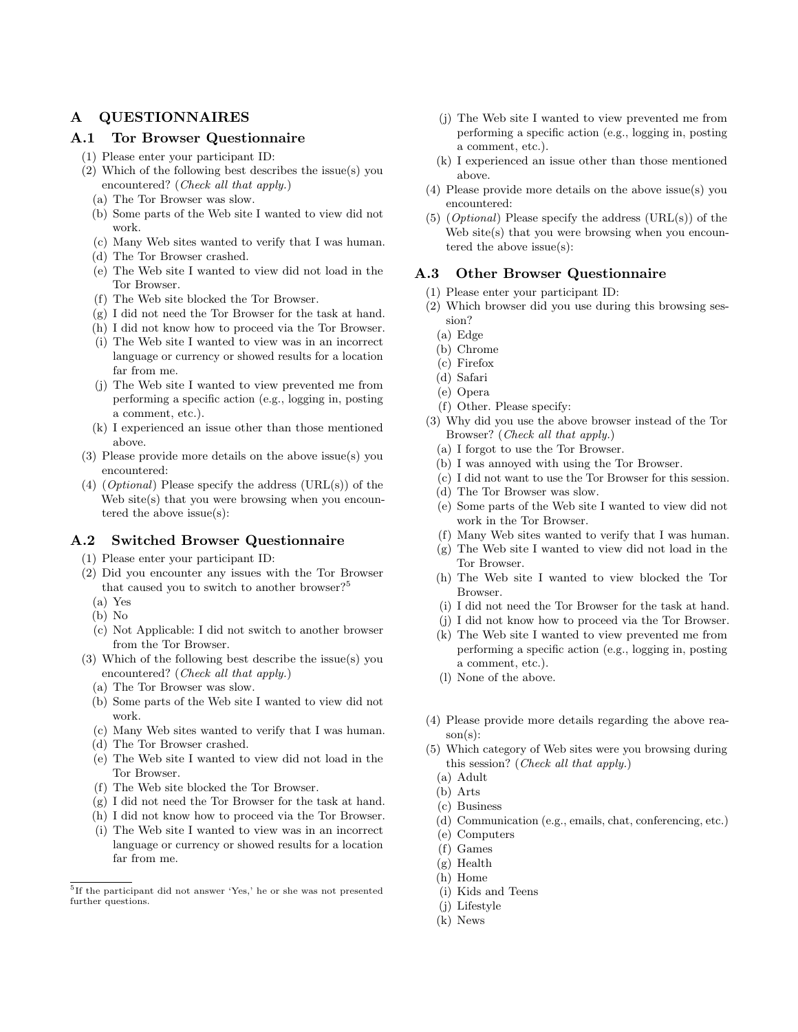# A QUESTIONNAIRES

## A.1 Tor Browser Questionnaire

(1) Please enter your participant ID:

(2) Which of the following best describes the issue(s) you encountered? (*Check all that apply.*)

- (a) The Tor Browser was slow.
- (b) Some parts of the Web site I wanted to view did not work.
- (c) Many Web sites wanted to verify that I was human.
- (d) The Tor Browser crashed.
- (e) The Web site I wanted to view did not load in the Tor Browser.
- (f) The Web site blocked the Tor Browser.
- (g) I did not need the Tor Browser for the task at hand.
- (h) I did not know how to proceed via the Tor Browser.
- (i) The Web site I wanted to view was in an incorrect language or currency or showed results for a location far from me.
- (j) The Web site I wanted to view prevented me from performing a specific action (e.g., logging in, posting a comment, etc.).
- (k) I experienced an issue other than those mentioned above.

(3) Please provide more details on the above issue(s) you encountered:

(4) (*Optional*) Please specify the address (URL(s)) of the Web site(s) that you were browsing when you encountered the above issue(s):

## A.2 Switched Browser Questionnaire

(1) Please enter your participant ID:

(2) Did you encounter any issues with the Tor Browser that caused you to switch to another browser?[5]

- (a) Yes
- (b) No
- (c) Not Applicable: I did not switch to another browser from the Tor Browser.

(3) Which of the following best describe the issue(s) you encountered? (*Check all that apply.*)

- (a) The Tor Browser was slow.
- (b) Some parts of the Web site I wanted to view did not work.
- (c) Many Web sites wanted to verify that I was human.
- (d) The Tor Browser crashed.
- (e) The Web site I wanted to view did not load in the Tor Browser.
- (f) The Web site blocked the Tor Browser.
- (g) I did not need the Tor Browser for the task at hand.
- (h) I did not know how to proceed via the Tor Browser.
- (i) The Web site I wanted to view was in an incorrect language or currency or showed results for a location far from me.
- (j) The Web site I wanted to view prevented me from performing a specific action (e.g., logging in, posting a comment, etc.).
- (k) I experienced an issue other than those mentioned above.

(4) Please provide more details on the above issue(s) you encountered:

(5) (*Optional*) Please specify the address (URL(s)) of the Web site(s) that you were browsing when you encountered the above issue(s):

[5]If the participant did not answer 'Yes,' he or she was not presented further questions.

## A.3 Other Browser Questionnaire

(1) Please enter your participant ID:

(2) Which browser did you use during this browsing session?

- (a) Edge
- (b) Chrome
- (c) Firefox
- (d) Safari
- (e) Opera
- (f) Other. Please specify:

(3) Why did you use the above browser instead of the Tor Browser? (*Check all that apply.*)

- (a) I forgot to use the Tor Browser.
- (b) I was annoyed with using the Tor Browser.
- (c) I did not want to use the Tor Browser for this session.
- (d) The Tor Browser was slow.
- (e) Some parts of the Web site I wanted to view did not work in the Tor Browser.
- (f) Many Web sites wanted to verify that I was human.
- (g) The Web site I wanted to view did not load in the Tor Browser.
- (h) The Web site I wanted to view blocked the Tor Browser.
- (i) I did not need the Tor Browser for the task at hand.
- (j) I did not know how to proceed via the Tor Browser.
- (k) The Web site I wanted to view prevented me from performing a specific action (e.g., logging in, posting a comment, etc.).
- (l) None of the above.

(4) Please provide more details regarding the above reason(s):

(5) Which category of Web sites were you browsing during this session? (*Check all that apply.*)

- (a) Adult
- (b) Arts
- (c) Business
- (d) Communication (e.g., emails, chat, conferencing, etc.)
- (e) Computers
- (f) Games
- (g) Health
- (h) Home
- (i) Kids and Teens
- (j) Lifestyle
- (k) News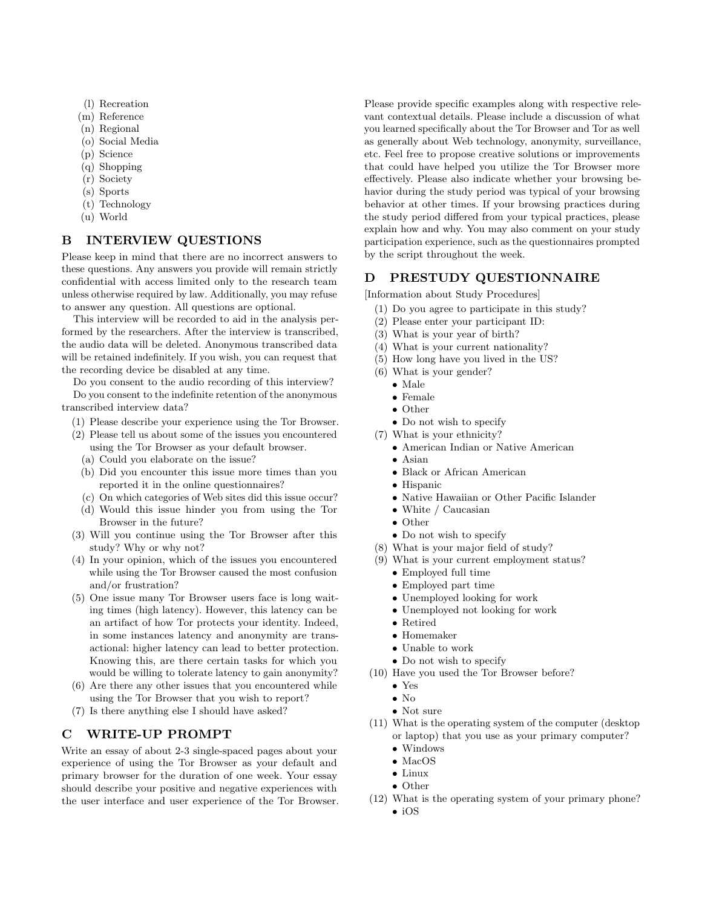(l) Recreation
(m) Reference
(n) Regional
(o) Social Media
(p) Science
(q) Shopping
(r) Society
(s) Sports
(t) Technology
(u) World

## B INTERVIEW QUESTIONS

Please keep in mind that there are no incorrect answers to these questions. Any answers you provide will remain strictly confidential with access limited only to the research team unless otherwise required by law. Additionally, you may refuse to answer any question. All questions are optional.

This interview will be recorded to aid in the analysis performed by the researchers. After the interview is transcribed, the audio data will be deleted. Anonymous transcribed data will be retained indefinitely. If you wish, you can request that the recording device be disabled at any time.

Do you consent to the audio recording of this interview?

Do you consent to the indefinite retention of the anonymous transcribed interview data?

(1) Please describe your experience using the Tor Browser.
(2) Please tell us about some of the issues you encountered using the Tor Browser as your default browser.
   (a) Could you elaborate on the issue?
   (b) Did you encounter this issue more times than you reported it in the online questionnaires?
   (c) On which categories of Web sites did this issue occur?
   (d) Would this issue hinder you from using the Tor Browser in the future?
(3) Will you continue using the Tor Browser after this study? Why or why not?
(4) In your opinion, which of the issues you encountered while using the Tor Browser caused the most confusion and/or frustration?
(5) One issue many Tor Browser users face is long waiting times (high latency). However, this latency can be an artifact of how Tor protects your identity. Indeed, in some instances latency and anonymity are transactional: higher latency can lead to better protection. Knowing this, are there certain tasks for which you would be willing to tolerate latency to gain anonymity?
(6) Are there any other issues that you encountered while using the Tor Browser that you wish to report?
(7) Is there anything else I should have asked?

## C WRITE-UP PROMPT

Write an essay of about 2-3 single-spaced pages about your experience of using the Tor Browser as your default and primary browser for the duration of one week. Your essay should describe your positive and negative experiences with the user interface and user experience of the Tor Browser. Please provide specific examples along with respective relevant contextual details. Please include a discussion of what you learned specifically about the Tor Browser and Tor as well as generally about Web technology, anonymity, surveillance, etc. Feel free to propose creative solutions or improvements that could have helped you utilize the Tor Browser more effectively. Please also indicate whether your browsing behavior during the study period was typical of your browsing behavior at other times. If your browsing practices during the study period differed from your typical practices, please explain how and why. You may also comment on your study participation experience, such as the questionnaires prompted by the script throughout the week.

## D PRESTUDY QUESTIONNAIRE

[Information about Study Procedures]

(1) Do you agree to participate in this study?
(2) Please enter your participant ID:
(3) What is your year of birth?
(4) What is your current nationality?
(5) How long have you lived in the US?
(6) What is your gender?
   - Male
   - Female
   - Other
   - Do not wish to specify
(7) What is your ethnicity?
   - American Indian or Native American
   - Asian
   - Black or African American
   - Hispanic
   - Native Hawaiian or Other Pacific Islander
   - White / Caucasian
   - Other
   - Do not wish to specify
(8) What is your major field of study?
(9) What is your current employment status?
   - Employed full time
   - Employed part time
   - Unemployed looking for work
   - Unemployed not looking for work
   - Retired
   - Homemaker
   - Unable to work
   - Do not wish to specify
(10) Have you used the Tor Browser before?
   - Yes
   - No
   - Not sure
(11) What is the operating system of the computer (desktop or laptop) that you use as your primary computer?
   - Windows
   - MacOS
   - Linux
   - Other
(12) What is the operating system of your primary phone?
   - iOS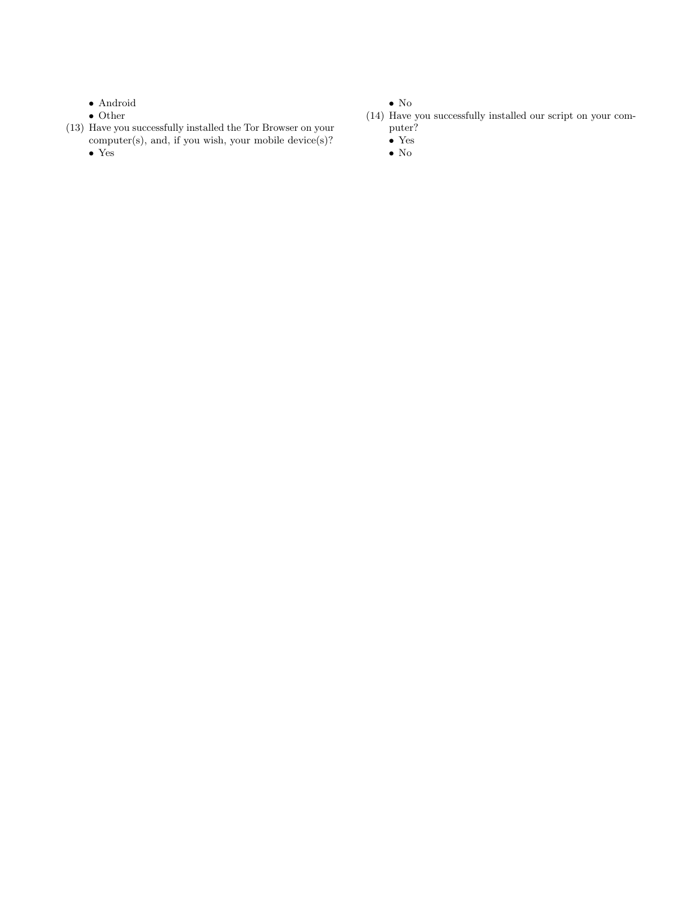- Android
- Other

(13) Have you successfully installed the Tor Browser on your computer(s), and, if you wish, your mobile device(s)?
- Yes
- No

(14) Have you successfully installed our script on your computer?
- Yes
- No